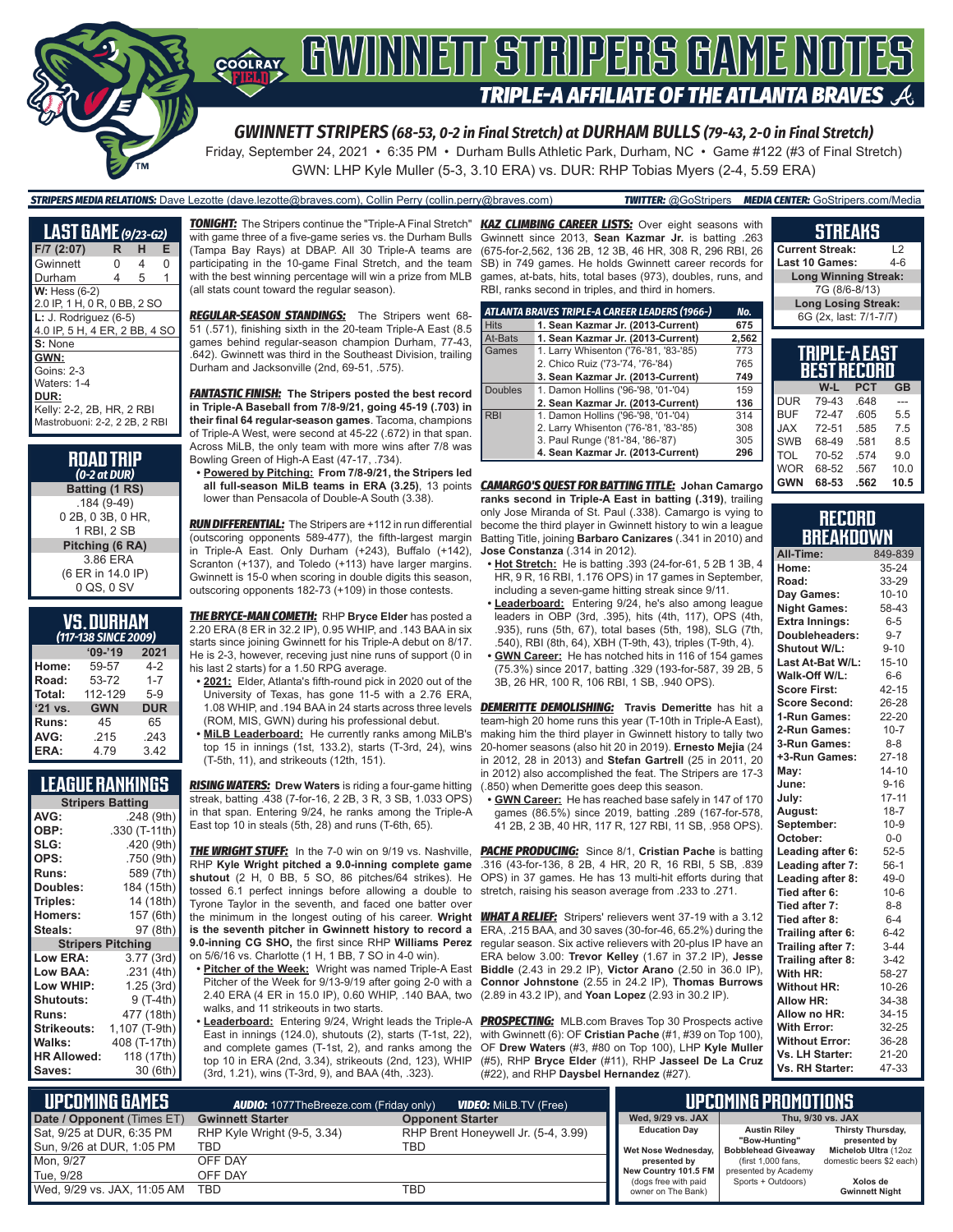# GWINNETT STRIPERS GAME NOTES

## TRIPLE-A AFFILIATE OF THE ATLANTA BRAVES

### GWINNETT STRIPERS (68-53, 0-2 in Final Stretch) at DURHAM BULLS (79-43, 2-0 in Final Stretch)

Friday, September 24, 2021 • 6:35 PM • Durham Bulls Athletic Park, Durham, NC • Game #122 (#3 of Final Stretch)

GWN: LHP Kyle Muller (5-3, 3.10 ERA) vs. DUR: RHP Tobias Myers (2-4, 5.59 ERA)

**STRIPERS MEDIA RELATIONS:** Dave Lezotte (dave.lezotte@braves.com), Collin Perry (collin.perry@braves.com) **TWITTER:** @GoStripers **MEDIA CENTER:** GoStripers.com/Media

## LAST GAME (9/23-G2)

| F/7 (2:07) | R | H | E |
|---|---|---|---|
| Gwinnett | 0 | 4 | 0 |
| Durham | 4 | 5 | 1 |

**W:** Hess (6-2)
2.0 IP, 1 H, 0 R, 0 BB, 2 SO

**L:** J. Rodriguez (6-5)
4.0 IP, 5 H, 4 ER, 2 BB, 4 SO

**S:** None

**GWN:**
Goins: 2-3
Waters: 1-4

**DUR:**
Kelly: 2-2, 2B, HR, 2 RBI
Mastrobuoni: 2-2, 2 2B, 2 RBI

## ROAD TRIP
*(0-2 at DUR)*

**Batting (1 RS)**
.184 (9-49)
0 2B, 0 3B, 0 HR,
1 RBI, 2 SB

**Pitching (6 RA)**
3.86 ERA
(6 ER in 14.0 IP)
0 QS, 0 SV

## VS. DURHAM
*(117-138 SINCE 2009)*

| | '09-'19 | 2021 |
|---|---|---|
| Home: | 59-57 | 4-2 |
| Road: | 53-72 | 1-7 |
| Total: | 112-129 | 5-9 |
| '21 vs. | GWN | DUR |
| Runs: | 45 | 65 |
| AVG: | .215 | .243 |
| ERA: | 4.79 | 3.42 |

## LEAGUE RANKINGS

| Stripers Batting | |
|---|---|
| AVG: | .248 (9th) |
| OBP: | .330 (T-11th) |
| SLG: | .420 (9th) |
| OPS: | .750 (9th) |
| Runs: | 589 (7th) |
| Doubles: | 184 (15th) |
| Triples: | 14 (18th) |
| Homers: | 157 (6th) |
| Steals: | 97 (8th) |
| **Stripers Pitching** | |
| Low ERA: | 3.77 (3rd) |
| Low BAA: | .231 (4th) |
| Low WHIP: | 1.25 (3rd) |
| Shutouts: | 9 (T-4th) |
| Runs: | 477 (18th) |
| Strikeouts: | 1,107 (T-9th) |
| Walks: | 408 (T-17th) |
| HR Allowed: | 118 (17th) |
| Saves: | 30 (6th) |

***TONIGHT:*** The Stripers continue the "Triple-A Final Stretch" with game three of a five-game series vs. the Durham Bulls (Tampa Bay Rays) at DBAP. All 30 Triple-A teams are participating in the 10-game Final Stretch, and the team with the best winning percentage will win a prize from MLB (all stats count toward the regular season).

***REGULAR-SEASON STANDINGS:*** The Stripers went 68-51 (.571), finishing sixth in the 20-team Triple-A East (8.5 games behind regular-season champion Durham, 77-43, .642). Gwinnett was third in the Southeast Division, trailing Durham and Jacksonville (2nd, 69-51, .575).

***FANTASTIC FINISH:*** **The Stripers posted the best record in Triple-A Baseball from 7/8-9/21, going 45-19 (.703) in their final 64 regular-season games**. Tacoma, champions of Triple-A West, were second at 45-22 (.672) in that span. Across MiLB, the only team with more wins after 7/8 was Bowling Green of High-A East (47-17, .734).

- **Powered by Pitching: From 7/8-9/21, the Stripers led all full-season MiLB teams in ERA (3.25)**, 13 points lower than Pensacola of Double-A South (3.38).

***RUN DIFFERENTIAL:*** The Stripers are +112 in run differential (outscoring opponents 589-477), the fifth-largest margin in Triple-A East. Only Durham (+243), Buffalo (+142), Scranton (+137), and Toledo (+113) have larger margins. Gwinnett is 15-0 when scoring in double digits this season, outscoring opponents 182-73 (+109) in those contests.

***THE BRYCE-MAN COMETH:*** RHP **Bryce Elder** has posted a 2.20 ERA (8 ER in 32.2 IP), 0.95 WHIP, and .143 BAA in six starts since joining Gwinnett for his Triple-A debut on 8/17. He is 2-3, however, receving just nine runs of support (0 in his last 2 starts) for a 1.50 RPG average.

- **2021:** Elder, Atlanta's fifth-round pick in 2020 out of the University of Texas, has gone 11-5 with a 2.76 ERA, 1.08 WHIP, and .194 BAA in 24 starts across three levels (ROM, MIS, GWN) during his professional debut.
- **MiLB Leaderboard:** He currently ranks among MiLB's top 15 in innings (1st, 133.2), starts (T-3rd, 24), wins (T-5th, 11), and strikeouts (12th, 151).

***RISING WATERS:*** **Drew Waters** is riding a four-game hitting streak, batting .438 (7-for-16, 2 2B, 3 R, 3 SB, 1.033 OPS) in that span. Entering 9/24, he ranks among the Triple-A East top 10 in steals (5th, 28) and runs (T-6th, 65).

***THE WRIGHT STUFF:*** In the 7-0 win on 9/19 vs. Nashville, RHP **Kyle Wright pitched a 9.0-inning complete game shutout** (2 H, 0 BB, 5 SO, 86 pitches/64 strikes). He tossed 6.1 perfect innings before allowing a double to Tyrone Taylor in the seventh, and faced one batter over the minimum in the longest outing of his career. **Wright is the seventh pitcher in Gwinnett history to record a 9.0-inning CG SHO,** the first since RHP **Williams Perez** on 5/6/16 vs. Charlotte (1 H, 1 BB, 7 SO in 4-0 win).

- **Pitcher of the Week:** Wright was named Triple-A East Pitcher of the Week for 9/13-9/19 after going 2-0 with a 2.40 ERA (4 ER in 15.0 IP), 0.60 WHIP, .140 BAA, two walks, and 11 strikeouts in two starts.
- **Leaderboard:** Entering 9/24, Wright leads the Triple-A East in innings (124.0), shutouts (2), starts (T-1st, 22), and complete games (T-1st, 2), and ranks among the top 10 in ERA (2nd, 3.34), strikeouts (2nd, 123), WHIP (3rd, 1.21), wins (T-3rd, 9), and BAA (4th, .323).

***KAZ CLIMBING CAREER LISTS:*** Over eight seasons with Gwinnett since 2013, **Sean Kazmar Jr.** is batting .263 (675-for-2,562, 136 2B, 12 3B, 46 HR, 308 R, 296 RBI, 26 SB) in 749 games. He holds Gwinnett career records for games, at-bats, hits, total bases (973), doubles, runs, and RBI, ranks second in triples, and third in homers.

| ATLANTA BRAVES TRIPLE-A CAREER LEADERS (1966-) | | No. |
|---|---|---|
| Hits | **1. Sean Kazmar Jr. (2013-Current)** | **675** |
| At-Bats | **1. Sean Kazmar Jr. (2013-Current)** | **2,562** |
| Games | 1. Larry Whisenton ('76-'81, '83-'85) | 773 |
| | 2. Chico Ruiz ('73-'74, '76-'84) | 765 |
| | **3. Sean Kazmar Jr. (2013-Current)** | **749** |
| Doubles | 1. Damon Hollins ('96-'98, '01-'04) | 159 |
| | **2. Sean Kazmar Jr. (2013-Current)** | **136** |
| RBI | 1. Damon Hollins ('96-'98, '01-'04) | 314 |
| | 2. Larry Whisenton ('76-'81, '83-'85) | 308 |
| | 3. Paul Runge ('81-'84, '86-'87) | 305 |
| | **4. Sean Kazmar Jr. (2013-Current)** | **296** |

***CAMARGO'S QUEST FOR BATTING TITLE:*** **Johan Camargo ranks second in Triple-A East in batting (.319)**, trailing only Jose Miranda of St. Paul (.338). Camargo is vying to become the third player in Gwinnett history to win a league Batting Title, joining **Barbaro Canizares** (.341 in 2010) and **Jose Constanza** (.314 in 2012).

- **Hot Stretch:** He is batting .393 (24-for-61, 5 2B 1 3B, 4 HR, 9 R, 16 RBI, 1.176 OPS) in 17 games in September, including a seven-game hitting streak since 9/11.
- **Leaderboard:** Entering 9/24, he's also among league leaders in OBP (3rd, .395), hits (4th, 117), OPS (4th, .935), runs (5th, 67), total bases (5th, 198), SLG (7th, .540), RBI (8th, 64), XBH (T-9th, 43), triples (T-9th, 4).
- **GWN Career:** He has notched hits in 116 of 154 games (75.3%) since 2017, batting .329 (193-for-587, 39 2B, 5 3B, 26 HR, 100 R, 106 RBI, 1 SB, .940 OPS).

***DEMERITTE DEMOLISHING:*** **Travis Demeritte** has hit a team-high 20 home runs this year (T-10th in Triple-A East), making him the third player in Gwinnett history to tally two 20-homer seasons (also hit 20 in 2019). **Ernesto Mejia** (24 in 2012, 28 in 2013) and **Stefan Gartrell** (25 in 2011, 20 in 2012) also accomplished the feat. The Stripers are 17-3 (.850) when Demeritte goes deep this season.

- **GWN Career:** He has reached base safely in 147 of 170 games (86.5%) since 2019, batting .289 (167-for-578, 41 2B, 2 3B, 40 HR, 117 R, 127 RBI, 11 SB, .958 OPS).

***PACHE PRODUCING:*** Since 8/1, **Cristian Pache** is batting .316 (43-for-136, 8 2B, 4 HR, 20 R, 16 RBI, 5 SB, .839 OPS) in 37 games. He has 13 multi-hit efforts during that stretch, raising his season average from .233 to .271.

***WHAT A RELIEF:*** Stripers' relievers went 37-19 with a 3.12 ERA, .215 BAA, and 30 saves (30-for-46, 65.2%) during the regular season. Six active relievers with 20-plus IP have an ERA below 3.00: **Trevor Kelley** (1.67 in 37.2 IP), **Jesse Biddle** (2.43 in 29.2 IP), **Victor Arano** (2.50 in 36.0 IP), **Connor Johnstone** (2.55 in 24.2 IP), **Thomas Burrows** (2.89 in 43.2 IP), and **Yoan Lopez** (2.93 in 30.2 IP).

***PROSPECTING:*** MLB.com Braves Top 30 Prospects active with Gwinnett (6): OF **Cristian Pache** (#1, #39 on Top 100), OF **Drew Waters** (#3, #80 on Top 100), LHP **Kyle Muller** (#5), RHP **Bryce Elder** (#11), RHP **Jasseel De La Cruz** (#22), and RHP **Daysbel Hernandez** (#27).

## STREAKS

| | |
|---|---|
| Current Streak: | L2 |
| Last 10 Games: | 4-6 |
| **Long Winning Streak:** | |
| 7G (8/6-8/13) | |
| **Long Losing Streak:** | |
| 6G (2x, last: 7/1-7/7) | |

## TRIPLE-A EAST BEST RECORD

| | W-L | PCT | GB |
|---|---|---|---|
| DUR | 79-43 | .648 | --- |
| BUF | 72-47 | .605 | 5.5 |
| JAX | 72-51 | .585 | 7.5 |
| SWB | 68-49 | .581 | 8.5 |
| TOL | 70-52 | .574 | 9.0 |
| WOR | 68-52 | .567 | 10.0 |
| **GWN** | **68-53** | **.562** | **10.5** |

## RECORD BREAKDOWN

| | |
|---|---|
| All-Time: | 849-839 |
| Home: | 35-24 |
| Road: | 33-29 |
| Day Games: | 10-10 |
| Night Games: | 58-43 |
| Extra Innings: | 6-5 |
| Doubleheaders: | 9-7 |
| Shutout W/L: | 9-10 |
| Last At-Bat W/L: | 15-10 |
| Walk-Off W/L: | 6-6 |
| Score First: | 42-15 |
| Score Second: | 26-28 |
| 1-Run Games: | 22-20 |
| 2-Run Games: | 10-7 |
| 3-Run Games: | 8-8 |
| +3-Run Games: | 27-18 |
| May: | 14-10 |
| June: | 9-16 |
| July: | 17-11 |
| August: | 18-7 |
| September: | 10-9 |
| October: | 0-0 |
| Leading after 6: | 52-5 |
| Leading after 7: | 56-1 |
| Leading after 8: | 49-0 |
| Tied after 6: | 10-6 |
| Tied after 7: | 8-8 |
| Tied after 8: | 6-4 |
| Trailing after 6: | 6-42 |
| Trailing after 7: | 3-44 |
| Trailing after 8: | 3-42 |
| With HR: | 58-27 |
| Without HR: | 10-26 |
| Allow HR: | 34-38 |
| Allow no HR: | 34-15 |
| With Error: | 32-25 |
| Without Error: | 36-28 |
| Vs. LH Starter: | 21-20 |
| Vs. RH Starter: | 47-33 |

## UPCOMING GAMES

**AUDIO:** 1077TheBreeze.com (Friday only) **VIDEO:** MiLB.TV (Free)

| Date / Opponent (Times ET) | Gwinnett Starter | Opponent Starter |
|---|---|---|
| Sat, 9/25 at DUR, 6:35 PM | RHP Kyle Wright (9-5, 3.34) | RHP Brent Honeywell Jr. (5-4, 3.99) |
| Sun, 9/26 at DUR, 1:05 PM | TBD | TBD |
| Mon, 9/27 | OFF DAY | |
| Tue, 9/28 | OFF DAY | |
| Wed, 9/29 vs. JAX, 11:05 AM | TBD | TBD |

## UPCOMING PROMOTIONS

| Wed, 9/29 vs. JAX | Thu, 9/30 vs. JAX | |
|---|---|---|
| Education Day | Austin Riley "Bow-Hunting" Bobblehead Giveaway (first 1,000 fans, presented by Academy Sports + Outdoors) | Thirsty Thursday, presented by Michelob Ultra (12oz domestic beers $2 each) |
| Wet Nose Wednesday, presented by New Country 101.5 FM (dogs free with paid owner on The Bank) | | Xolos de Gwinnett Night |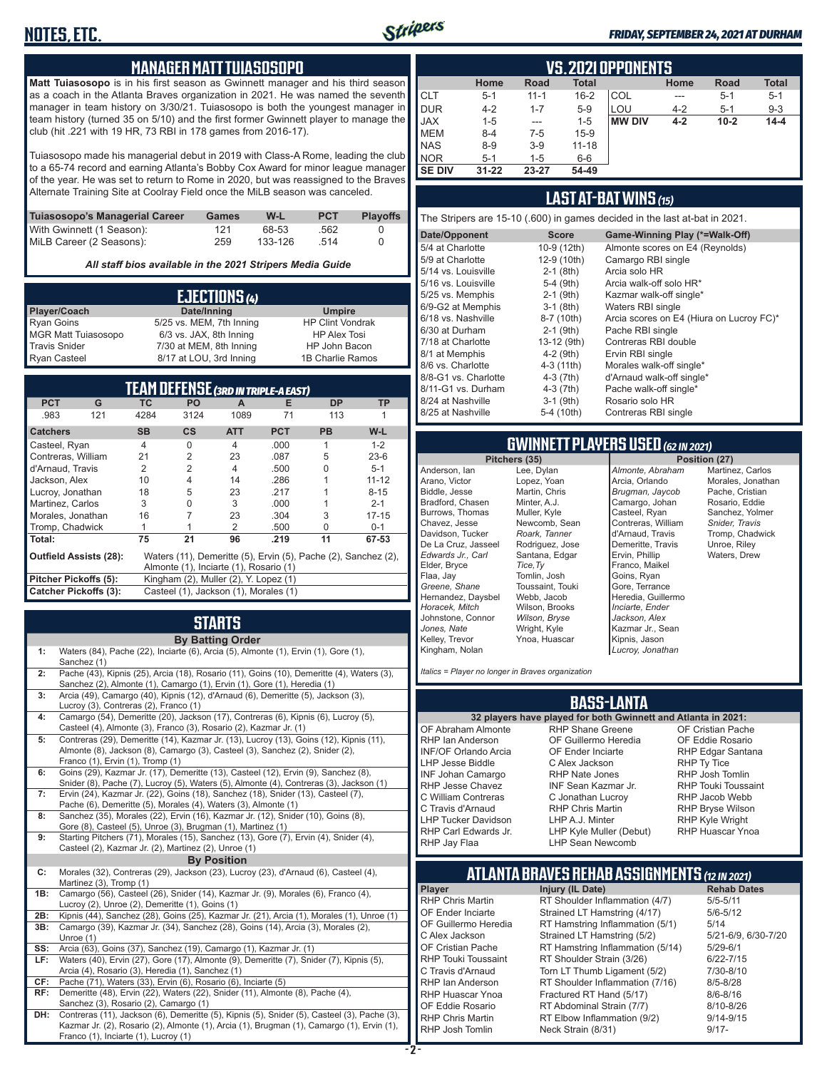# NOTES, ETC.

*FRIDAY, SEPTEMBER 24, 2021 AT DURHAM*

## MANAGER MATT TUIASOSOPO

**Matt Tuiasosopo** is in his first season as Gwinnett manager and his third season as a coach in the Atlanta Braves organization in 2021. He was named the seventh manager in team history on 3/30/21. Tuiasosopo is both the youngest manager in team history (turned 35 on 5/10) and the first former Gwinnett player to manage the club (hit .221 with 19 HR, 73 RBI in 178 games from 2016-17).

Tuiasosopo made his managerial debut in 2019 with Class-A Rome, leading the club to a 65-74 record and earning Atlanta's Bobby Cox Award for minor league manager of the year. He was set to return to Rome in 2020, but was reassigned to the Braves Alternate Training Site at Coolray Field once the MiLB season was canceled.

| Tuiasosopo's Managerial Career | Games | W-L | PCT | Playoffs |
|---|---|---|---|---|
| With Gwinnett (1 Season): | 121 | 68-53 | .562 | 0 |
| MiLB Career (2 Seasons): | 259 | 133-126 | .514 | 0 |

*All staff bios available in the 2021 Stripers Media Guide*

## EJECTIONS (4)

| Player/Coach | Date/Inning | Umpire |
|---|---|---|
| Ryan Goins | 5/25 vs. MEM, 7th Inning | HP Clint Vondrak |
| MGR Matt Tuiasosopo | 6/3 vs. JAX, 8th Inning | HP Alex Tosi |
| Travis Snider | 7/30 at MEM, 8th Inning | HP John Bacon |
| Ryan Casteel | 8/17 at LOU, 3rd Inning | 1B Charlie Ramos |

## TEAM DEFENSE (3RD IN TRIPLE-A EAST)

| PCT | G | TC | PO | A | E | DP | TP |
|---|---|---|---|---|---|---|---|
| .983 | 121 | 4284 | 3124 | 1089 | 71 | 113 | 1 |

| Catchers | SB | CS | ATT | PCT | PB | W-L |
|---|---|---|---|---|---|---|
| Casteel, Ryan | 4 | 0 | 4 | .000 | 1 | 1-2 |
| Contreras, William | 21 | 2 | 23 | .087 | 5 | 23-6 |
| d'Arnaud, Travis | 2 | 2 | 4 | .500 | 0 | 5-1 |
| Jackson, Alex | 10 | 4 | 14 | .286 | 1 | 11-12 |
| Lucroy, Jonathan | 18 | 5 | 23 | .217 | 1 | 8-15 |
| Martinez, Carlos | 3 | 0 | 3 | .000 | 1 | 2-1 |
| Morales, Jonathan | 16 | 7 | 23 | .304 | 3 | 17-15 |
| Tromp, Chadwick | 1 | 1 | 2 | .500 | 0 | 0-1 |
| **Total:** | **75** | **21** | **96** | **.219** | **11** | **67-53** |

**Outfield Assists (28):** Waters (11), Demeritte (5), Ervin (5), Pache (2), Sanchez (2), Almonte (1), Inciarte (1), Rosario (1)

**Pitcher Pickoffs (5):** Kingham (2), Muller (2), Y. Lopez (1)

**Catcher Pickoffs (3):** Casteel (1), Jackson (1), Morales (1)

## STARTS

**By Batting Order**

| | |
|---|---|
| 1: | Waters (84), Pache (22), Inciarte (6), Arcia (5), Almonte (1), Ervin (1), Gore (1), Sanchez (1) |
| 2: | Pache (43), Kipnis (25), Arcia (18), Rosario (11), Goins (10), Demeritte (4), Waters (3), Sanchez (2), Almonte (1), Camargo (1), Ervin (1), Gore (1), Heredia (1) |
| 3: | Arcia (49), Camargo (40), Kipnis (12), d'Arnaud (6), Demeritte (5), Jackson (3), Lucroy (3), Contreras (2), Franco (1) |
| 4: | Camargo (54), Demeritte (20), Jackson (17), Contreras (6), Kipnis (6), Lucroy (5), Casteel (4), Almonte (3), Franco (3), Rosario (2), Kazmar Jr. (1) |
| 5: | Contreras (29), Demeritte (14), Kazmar Jr. (13), Lucroy (13), Goins (12), Kipnis (11), Almonte (8), Jackson (8), Camargo (3), Casteel (3), Sanchez (2), Snider (2), Franco (1), Ervin (1), Tromp (1) |
| 6: | Goins (29), Kazmar Jr. (17), Demeritte (13), Casteel (12), Ervin (9), Sanchez (8), Snider (8), Pache (7), Lucroy (5), Waters (5), Almonte (4), Contreras (3), Jackson (1) |
| 7: | Ervin (24), Kazmar Jr. (22), Goins (18), Sanchez (18), Snider (13), Casteel (7), Pache (6), Demeritte (5), Morales (4), Waters (3), Almonte (1) |
| 8: | Sanchez (35), Morales (22), Ervin (16), Kazmar Jr. (12), Snider (10), Goins (8), Gore (8), Casteel (5), Unroe (3), Brugman (1), Martinez (1) |
| 9: | Starting Pitchers (71), Morales (15), Sanchez (13), Gore (7), Ervin (4), Snider (4), Casteel (2), Kazmar Jr. (2), Martinez (2), Unroe (1) |

**By Position**

| | |
|---|---|
| C: | Morales (32), Contreras (29), Jackson (23), Lucroy (23), d'Arnaud (6), Casteel (4), Martinez (3), Tromp (1) |
| 1B: | Camargo (56), Casteel (26), Snider (14), Kazmar Jr. (9), Morales (6), Franco (4), Lucroy (2), Unroe (2), Demeritte (1), Goins (1) |
| 2B: | Kipnis (44), Sanchez (28), Goins (25), Kazmar Jr. (21), Arcia (1), Morales (1), Unroe (1) |
| 3B: | Camargo (39), Kazmar Jr. (34), Sanchez (28), Goins (14), Arcia (3), Morales (2), Unroe (1) |
| SS: | Arcia (63), Goins (37), Sanchez (19), Camargo (1), Kazmar Jr. (1) |
| LF: | Waters (40), Ervin (27), Gore (17), Almonte (9), Demeritte (7), Snider (7), Kipnis (5), Arcia (4), Rosario (3), Heredia (1), Sanchez (1) |
| CF: | Pache (71), Waters (33), Ervin (6), Rosario (6), Inciarte (5) |
| RF: | Demeritte (48), Ervin (22), Waters (22), Snider (11), Almonte (8), Pache (4), Sanchez (3), Rosario (2), Camargo (1) |
| DH: | Contreras (11), Jackson (6), Demeritte (5), Kipnis (5), Snider (5), Casteel (3), Pache (3), Kazmar Jr. (2), Rosario (2), Almonte (1), Arcia (1), Brugman (1), Camargo (1), Ervin (1), Franco (1), Inciarte (1), Lucroy (1) |

## VS. 2021 OPPONENTS

| | Home | Road | Total | | Home | Road | Total |
|---|---|---|---|---|---|---|---|
| CLT | 5-1 | 11-1 | 16-2 | COL | --- | 5-1 | 5-1 |
| DUR | 4-2 | 1-7 | 5-9 | LOU | 4-2 | 5-1 | 9-3 |
| JAX | 1-5 | --- | 1-5 | **MW DIV** | **4-2** | **10-2** | **14-4** |
| MEM | 8-4 | 7-5 | 15-9 | | | | |
| NAS | 8-9 | 3-9 | 11-18 | | | | |
| NOR | 5-1 | 1-5 | 6-6 | | | | |
| **SE DIV** | **31-22** | **23-27** | **54-49** | | | | |

## LAST AT-BAT WINS (15)

The Stripers are 15-10 (.600) in games decided in the last at-bat in 2021.

| Date/Opponent | Score | Game-Winning Play (*=Walk-Off) |
|---|---|---|
| 5/4 at Charlotte | 10-9 (12th) | Almonte scores on E4 (Reynolds) |
| 5/9 at Charlotte | 12-9 (10th) | Camargo RBI single |
| 5/14 vs. Louisville | 2-1 (8th) | Arcia solo HR |
| 5/16 vs. Louisville | 5-4 (9th) | Arcia walk-off solo HR* |
| 5/25 vs. Memphis | 2-1 (9th) | Kazmar walk-off single* |
| 6/9-G2 at Memphis | 3-1 (8th) | Waters RBI single |
| 6/18 vs. Nashville | 8-7 (10th) | Arcia scores on E4 (Hiura on Lucroy FC)* |
| 6/30 at Durham | 2-1 (9th) | Pache RBI single |
| 7/18 at Charlotte | 13-12 (9th) | Contreras RBI double |
| 8/1 at Memphis | 4-2 (9th) | Ervin RBI single |
| 8/6 vs. Charlotte | 4-3 (11th) | Morales walk-off single* |
| 8/8-G1 vs. Charlotte | 4-3 (7th) | d'Arnaud walk-off single* |
| 8/11-G1 vs. Durham | 4-3 (7th) | Pache walk-off single* |
| 8/24 at Nashville | 3-1 (9th) | Rosario solo HR |
| 8/25 at Nashville | 5-4 (10th) | Contreras RBI single |

## GWINNETT PLAYERS USED (62 IN 2021)

| Pitchers (35) | | Position (27) | |
|---|---|---|---|
| Anderson, Ian | Lee, Dylan | *Almonte, Abraham* | Martinez, Carlos |
| Arano, Victor | Lopez, Yoan | Arcia, Orlando | Morales, Jonathan |
| Biddle, Jesse | Martin, Chris | *Brugman, Jaycob* | Pache, Cristian |
| Bradford, Chasen | Minter, A.J. | Camargo, Johan | Rosario, Eddie |
| Burrows, Thomas | Muller, Kyle | Casteel, Ryan | Sanchez, Yolmer |
| Chavez, Jesse | Newcomb, Sean | Contreras, William | *Snider, Travis* |
| Davidson, Tucker | *Roark, Tanner* | d'Arnaud, Travis | Tromp, Chadwick |
| De La Cruz, Jasseel | Rodriguez, Jose | Demeritte, Travis | Unroe, Riley |
| *Edwards Jr., Carl* | Santana, Edgar | Ervin, Phillip | Waters, Drew |
| Elder, Bryce | *Tice, Ty* | Franco, Maikel | |
| Flaa, Jay | Tomlin, Josh | Goins, Ryan | |
| *Greene, Shane* | Toussaint, Touki | Gore, Terrance | |
| Hernandez, Daysbel | Webb, Jacob | Heredia, Guillermo | |
| *Horacek, Mitch* | Wilson, Brooks | *Inciarte, Ender* | |
| Johnstone, Connor | *Wilson, Bryse* | *Jackson, Alex* | |
| *Jones, Nate* | Wright, Kyle | Kazmar Jr., Sean | |
| Kelley, Trevor | Ynoa, Huascar | Kipnis, Jason | |
| Kingham, Nolan | | *Lucroy, Jonathan* | |

*Italics = Player no longer in Braves organization*

## BASS-LANTA

**32 players have played for both Gwinnett and Atlanta in 2021:**

| | | |
|---|---|---|
| OF Abraham Almonte | RHP Shane Greene | OF Cristian Pache |
| RHP Ian Anderson | OF Guillermo Heredia | OF Eddie Rosario |
| INF/OF Orlando Arcia | OF Ender Inciarte | RHP Edgar Santana |
| LHP Jesse Biddle | C Alex Jackson | RHP Ty Tice |
| INF Johan Camargo | RHP Nate Jones | RHP Josh Tomlin |
| RHP Jesse Chavez | INF Sean Kazmar Jr. | RHP Touki Toussaint |
| C William Contreras | C Jonathan Lucroy | RHP Jacob Webb |
| C Travis d'Arnaud | RHP Chris Martin | RHP Bryse Wilson |
| LHP Tucker Davidson | LHP A.J. Minter | RHP Kyle Wright |
| RHP Carl Edwards Jr. | LHP Kyle Muller (Debut) | RHP Huascar Ynoa |
| RHP Jay Flaa | LHP Sean Newcomb | |

## ATLANTA BRAVES REHAB ASSIGNMENTS (12 IN 2021)

| Player | Injury (IL Date) | Rehab Dates |
|---|---|---|
| RHP Chris Martin | RT Shoulder Inflammation (4/7) | 5/5-5/11 |
| OF Ender Inciarte | Strained LT Hamstring (4/17) | 5/6-5/12 |
| OF Guillermo Heredia | RT Hamstring Inflammation (5/1) | 5/14 |
| C Alex Jackson | Strained LT Hamstring (5/2) | 5/21-6/9, 6/30-7/20 |
| OF Cristian Pache | RT Hamstring Inflammation (5/14) | 5/29-6/1 |
| RHP Touki Toussaint | RT Shoulder Strain (3/26) | 6/22-7/15 |
| C Travis d'Arnaud | Torn LT Thumb Ligament (5/2) | 7/30-8/10 |
| RHP Ian Anderson | RT Shoulder Inflammation (7/16) | 8/5-8/28 |
| RHP Huascar Ynoa | Fractured RT Hand (5/17) | 8/6-8/16 |
| OF Eddie Rosario | RT Abdominal Strain (7/7) | 8/10-8/26 |
| RHP Chris Martin | RT Elbow Inflammation (9/2) | 9/14-9/15 |
| RHP Josh Tomlin | Neck Strain (8/31) | 9/17- |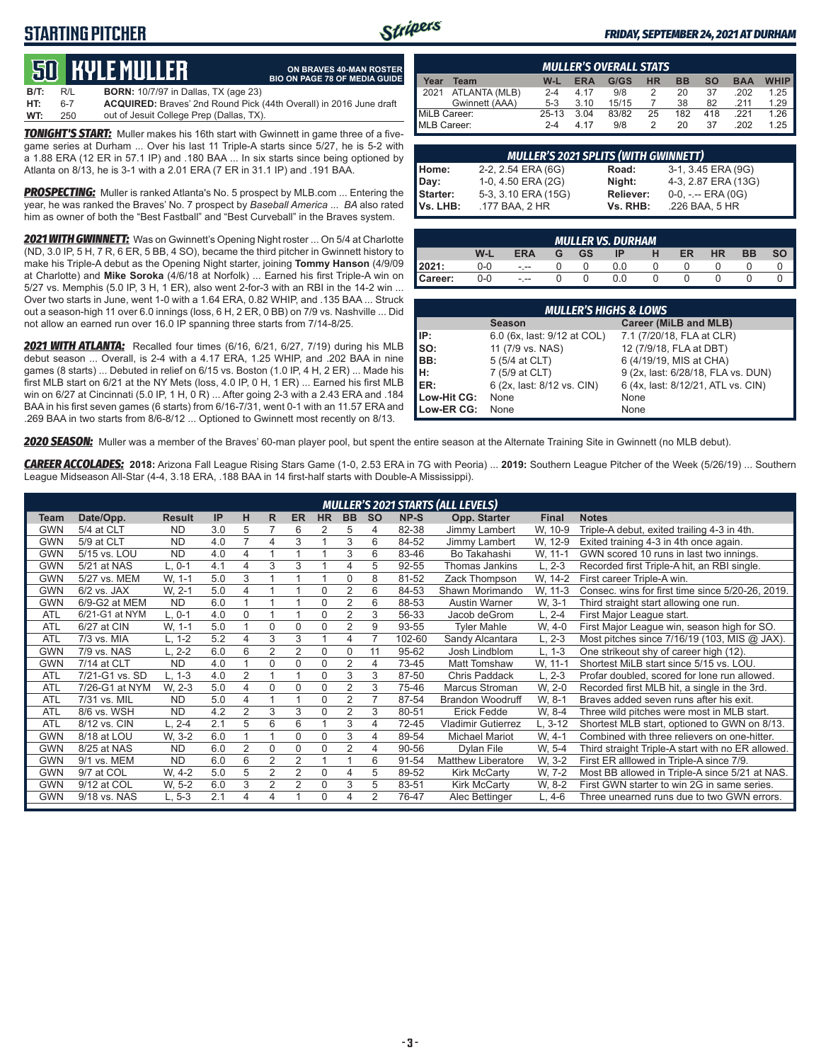## STARTING PITCHER

**FRIDAY, SEPTEMBER 24, 2021 AT DURHAM**

# 50 KYLE MULLER

**ON BRAVES 40-MAN ROSTER**
**BIO ON PAGE 78 OF MEDIA GUIDE**

| | | | |
|---|---|---|---|
| **B/T:** | R/L | **BORN:** | 10/7/97 in Dallas, TX (age 23) |
| **HT:** | 6-7 | **ACQUIRED:** | Braves' 2nd Round Pick (44th Overall) in 2016 June draft |
| **WT:** | 250 | | out of Jesuit College Prep (Dallas, TX). |

***TONIGHT'S START:*** Muller makes his 16th start with Gwinnett in game three of a five-game series at Durham ... Over his last 11 Triple-A starts since 5/27, he is 5-2 with a 1.88 ERA (12 ER in 57.1 IP) and .180 BAA ... In six starts since being optioned by Atlanta on 8/13, he is 3-1 with a 2.01 ERA (7 ER in 31.1 IP) and .191 BAA.

***PROSPECTING:*** Muller is ranked Atlanta's No. 5 prospect by MLB.com ... Entering the year, he was ranked the Braves' No. 7 prospect by *Baseball America* ... *BA* also rated him as owner of both the "Best Fastball" and "Best Curveball" in the Braves system.

***2021 WITH GWINNETT:*** Was on Gwinnett's Opening Night roster ... On 5/4 at Charlotte (ND, 3.0 IP, 5 H, 7 R, 6 ER, 5 BB, 4 SO), became the third pitcher in Gwinnett history to make his Triple-A debut as the Opening Night starter, joining **Tommy Hanson** (4/9/09 at Charlotte) and **Mike Soroka** (4/6/18 at Norfolk) ... Earned his first Triple-A win on 5/27 vs. Memphis (5.0 IP, 3 H, 1 ER), also went 2-for-3 with an RBI in the 14-2 win ... Over two starts in June, went 1-0 with a 1.64 ERA, 0.82 WHIP, and .135 BAA ... Struck out a season-high 11 over 6.0 innings (loss, 6 H, 2 ER, 0 BB) on 7/9 vs. Nashville ... Did not allow an earned run over 16.0 IP spanning three starts from 7/14-8/25.

***2021 WITH ATLANTA:*** Recalled four times (6/16, 6/21, 6/27, 7/19) during his MLB debut season ... Overall, is 2-4 with a 4.17 ERA, 1.25 WHIP, and .202 BAA in nine games (8 starts) ... Debuted in relief on 6/15 vs. Boston (1.0 IP, 4 H, 2 ER) ... Made his first MLB start on 6/21 at the NY Mets (loss, 4.0 IP, 0 H, 1 ER) ... Earned his first MLB win on 6/27 at Cincinnati (5.0 IP, 1 H, 0 R) ... After going 2-3 with a 2.43 ERA and .184 BAA in his first seven games (6 starts) from 6/16-7/31, went 0-1 with an 11.57 ERA and .269 BAA in two starts from 8/6-8/12 ... Optioned to Gwinnett most recently on 8/13.

### MULLER'S OVERALL STATS

| Year | Team | W-L | ERA | G/GS | HR | BB | SO | BAA | WHIP |
|---|---|---|---|---|---|---|---|---|---|
| 2021 | ATLANTA (MLB) | 2-4 | 4.17 | 9/8 | 2 | 20 | 37 | .202 | 1.25 |
| | Gwinnett (AAA) | 5-3 | 3.10 | 15/15 | 7 | 38 | 82 | .211 | 1.29 |
| MiLB Career: | | 25-13 | 3.04 | 83/82 | 25 | 182 | 418 | .221 | 1.26 |
| MLB Career: | | 2-4 | 4.17 | 9/8 | 2 | 20 | 37 | .202 | 1.25 |

### MULLER'S 2021 SPLITS (WITH GWINNETT)

| | | | |
|---|---|---|---|
| **Home:** | 2-2, 2.54 ERA (6G) | **Road:** | 3-1, 3.45 ERA (9G) |
| **Day:** | 1-0, 4.50 ERA (2G) | **Night:** | 4-3, 2.87 ERA (13G) |
| **Starter:** | 5-3, 3.10 ERA (15G) | **Reliever:** | 0-0, -.-- ERA (0G) |
| **Vs. LHB:** | .177 BAA, 2 HR | **Vs. RHB:** | .226 BAA, 5 HR |

### MULLER VS. DURHAM

| | W-L | ERA | G | GS | IP | H | ER | HR | BB | SO |
|---|---|---|---|---|---|---|---|---|---|---|
| **2021:** | 0-0 | -.-- | 0 | 0 | 0.0 | 0 | 0 | 0 | 0 | 0 |
| **Career:** | 0-0 | -.-- | 0 | 0 | 0.0 | 0 | 0 | 0 | 0 | 0 |

### MULLER'S HIGHS & LOWS

| | Season | Career (MiLB and MLB) |
|---|---|---|
| **IP:** | 6.0 (6x, last: 9/12 at COL) | 7.1 (7/20/18, FLA at CLR) |
| **SO:** | 11 (7/9 vs. NAS) | 12 (7/9/18, FLA at DBT) |
| **BB:** | 5 (5/4 at CLT) | 6 (4/19/19, MIS at CHA) |
| **H:** | 7 (5/9 at CLT) | 9 (2x, last: 6/28/18, FLA vs. DUN) |
| **ER:** | 6 (2x, last: 8/12 vs. CIN) | 6 (4x, last: 8/12/21, ATL vs. CIN) |
| **Low-Hit CG:** | None | None |
| **Low-ER CG:** | None | None |

***2020 SEASON:*** Muller was a member of the Braves' 60-man player pool, but spent the entire season at the Alternate Training Site in Gwinnett (no MLB debut).

***CAREER ACCOLADES:*** **2018:** Arizona Fall League Rising Stars Game (1-0, 2.53 ERA in 7G with Peoria) ... **2019:** Southern League Pitcher of the Week (5/26/19) ... Southern League Midseason All-Star (4-4, 3.18 ERA, .188 BAA in 14 first-half starts with Double-A Mississippi).

### MULLER'S 2021 STARTS (ALL LEVELS)

| Team | Date/Opp. | Result | IP | H | R | ER | HR | BB | SO | NP-S | Opp. Starter | Final | Notes |
|---|---|---|---|---|---|---|---|---|---|---|---|---|---|
| GWN | 5/4 at CLT | ND | 3.0 | 5 | 7 | 6 | 2 | 5 | 4 | 82-38 | Jimmy Lambert | W, 10-9 | Triple-A debut, exited trailing 4-3 in 4th. |
| GWN | 5/9 at CLT | ND | 4.0 | 7 | 4 | 3 | 1 | 3 | 6 | 84-52 | Jimmy Lambert | W, 12-9 | Exited training 4-3 in 4th once again. |
| GWN | 5/15 vs. LOU | ND | 4.0 | 4 | 1 | 1 | 1 | 3 | 6 | 83-46 | Bo Takahashi | W, 11-1 | GWN scored 10 runs in last two innings. |
| GWN | 5/21 at NAS | L, 0-1 | 4.1 | 4 | 3 | 3 | 1 | 4 | 5 | 92-55 | Thomas Jankins | L, 2-3 | Recorded first Triple-A hit, an RBI single. |
| GWN | 5/27 vs. MEM | W, 1-1 | 5.0 | 3 | 1 | 1 | 1 | 0 | 8 | 81-52 | Zack Thompson | W, 14-2 | First career Triple-A win. |
| GWN | 6/2 vs. JAX | W, 2-1 | 5.0 | 4 | 1 | 1 | 0 | 2 | 6 | 84-53 | Shawn Morimando | W, 11-3 | Consec. wins for first time since 5/20-26, 2019. |
| GWN | 6/9-G2 at MEM | ND | 6.0 | 1 | 1 | 1 | 0 | 2 | 6 | 88-53 | Austin Warner | W, 3-1 | Third straight start allowing one run. |
| ATL | 6/21-G1 at NYM | L, 0-1 | 4.0 | 0 | 1 | 1 | 0 | 2 | 3 | 56-33 | Jacob deGrom | L, 2-4 | First Major League start. |
| ATL | 6/27 at CIN | W, 1-1 | 5.0 | 1 | 0 | 0 | 0 | 2 | 9 | 93-55 | Tyler Mahle | W, 4-0 | First Major League win, season high for SO. |
| ATL | 7/3 vs. MIA | L, 1-2 | 5.2 | 4 | 3 | 3 | 1 | 4 | 7 | 102-60 | Sandy Alcantara | L, 2-3 | Most pitches since 7/16/19 (103, MIS @ JAX). |
| GWN | 7/9 vs. NAS | L, 2-2 | 6.0 | 6 | 2 | 2 | 0 | 0 | 11 | 95-62 | Josh Lindblom | L, 1-3 | One strikeout shy of career high (12). |
| GWN | 7/14 at CLT | ND | 4.0 | 1 | 0 | 0 | 0 | 2 | 4 | 73-45 | Matt Tomshaw | W, 11-1 | Shortest MiLB start since 5/15 vs. LOU. |
| ATL | 7/21-G1 vs. SD | L, 1-3 | 4.0 | 2 | 1 | 1 | 0 | 3 | 3 | 87-50 | Chris Paddack | L, 2-3 | Profar doubled, scored for lone run allowed. |
| ATL | 7/26-G1 at NYM | W, 2-3 | 5.0 | 4 | 0 | 0 | 0 | 2 | 3 | 75-46 | Marcus Stroman | W, 2-0 | Recorded first MLB hit, a single in the 3rd. |
| ATL | 7/31 vs. MIL | ND | 5.0 | 4 | 1 | 1 | 0 | 2 | 7 | 87-54 | Brandon Woodruff | W, 8-1 | Braves added seven runs after his exit. |
| ATL | 8/6 vs. WSH | ND | 4.2 | 2 | 3 | 3 | 0 | 2 | 3 | 80-51 | Erick Fedde | W, 8-4 | Three wild pitches were most in MLB start. |
| ATL | 8/12 vs. CIN | L, 2-4 | 2.1 | 5 | 6 | 6 | 1 | 3 | 4 | 72-45 | Vladimir Gutierrez | L, 3-12 | Shortest MLB start, optioned to GWN on 8/13. |
| GWN | 8/18 at LOU | W, 3-2 | 6.0 | 1 | 0 | 0 | 0 | 3 | 4 | 89-54 | Michael Mariot | W, 4-1 | Combined with three relievers on one-hitter. |
| GWN | 8/25 at NAS | ND | 6.0 | 2 | 0 | 0 | 0 | 2 | 4 | 90-56 | Dylan File | W, 5-4 | Third straight Triple-A start with no ER allowed. |
| GWN | 9/1 vs. MEM | ND | 6.0 | 6 | 2 | 2 | 1 | 1 | 6 | 91-54 | Matthew Liberatore | W, 3-2 | First ER alllowed in Triple-A since 7/9. |
| GWN | 9/7 at COL | W, 4-2 | 5.0 | 5 | 2 | 2 | 0 | 4 | 5 | 89-52 | Kirk McCarty | W, 7-2 | Most BB allowed in Triple-A since 5/21 at NAS. |
| GWN | 9/12 at COL | W, 5-2 | 6.0 | 3 | 2 | 2 | 0 | 3 | 5 | 83-51 | Kirk McCarty | W, 8-2 | First GWN starter to win 2G in same series. |
| GWN | 9/18 vs. NAS | L, 5-3 | 2.1 | 4 | 4 | 1 | 0 | 4 | 2 | 76-47 | Alec Bettinger | L, 4-6 | Three unearned runs due to two GWN errors. |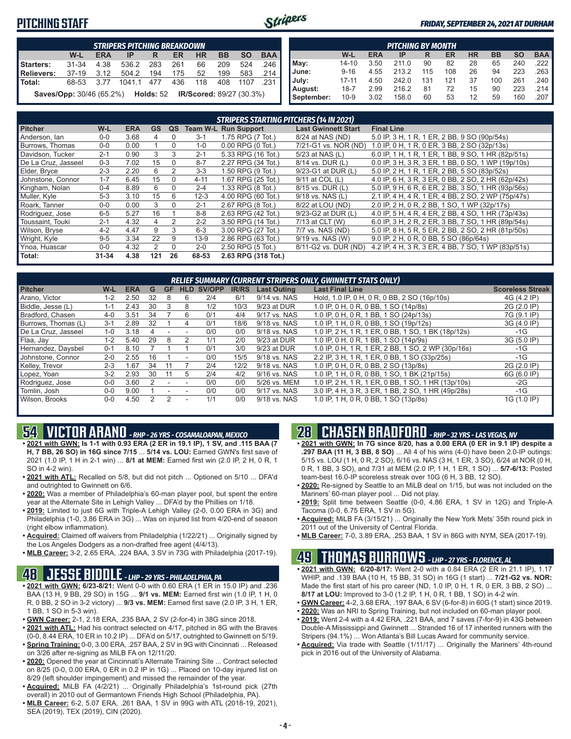# PITCHING STAFF

*FRIDAY, SEPTEMBER 24, 2021 AT DURHAM*

| STRIPERS PITCHING BREAKDOWN | W-L | ERA | IP | R | ER | HR | BB | SO | BAA |
|---|---|---|---|---|---|---|---|---|---|
| Starters: | 31-34 | 4.38 | 536.2 | 283 | 261 | 66 | 209 | 524 | .246 |
| Relievers: | 37-19 | 3.12 | 504.2 | 194 | 175 | 52 | 199 | 583 | .214 |
| Total: | 68-53 | 3.77 | 1041.1 | 477 | 436 | 118 | 408 | 1107 | .231 |

**Saves/Opp:** 30/46 (65.2%) **Holds:** 52 **IR/Scored:** 89/27 (30.3%)

| PITCHING BY MONTH | W-L | ERA | IP | R | ER | HR | BB | SO | BAA |
|---|---|---|---|---|---|---|---|---|---|
| May: | 14-10 | 3.50 | 211.0 | 90 | 82 | 28 | 65 | 240 | .222 |
| June: | 9-16 | 4.55 | 213.2 | 115 | 108 | 26 | 94 | 223 | .263 |
| July: | 17-11 | 4.50 | 242.0 | 131 | 121 | 37 | 100 | 261 | .240 |
| August: | 18-7 | 2.99 | 216.2 | 81 | 72 | 15 | 90 | 223 | .214 |
| September: | 10-9 | 3.02 | 158.0 | 60 | 53 | 12 | 59 | 160 | .207 |

## STRIPERS STARTING PITCHERS (14 IN 2021)

| Pitcher | W-L | ERA | GS | QS | Team W-L | Run Support | Last Gwinnett Start | Final Line |
|---|---|---|---|---|---|---|---|---|
| Anderson, Ian | 0-0 | 3.68 | 4 | 0 | 3-1 | 1.75 RPG (7 Tot.) | 8/24 at NAS (ND) | 5.0 IP, 3 H, 1 R, 1 ER, 2 BB, 9 SO (90p/54s) |
| Burrows, Thomas | 0-0 | 0.00 | 1 | 0 | 1-0 | 0.00 RPG (0 Tot.) | 7/21-G1 vs. NOR (ND) | 1.0 IP, 0 H, 1 R, 0 ER, 3 BB, 2 SO (32p/13s) |
| Davidson, Tucker | 2-1 | 0.90 | 3 | 3 | 2-1 | 5.33 RPG (16 Tot.) | 5/23 at NAS (L) | 6.0 IP, 1 H, 1 R, 1 ER, 1 BB, 9 SO, 1 HR (82p/51s) |
| De La Cruz, Jasseel | 0-3 | 7.02 | 15 | 0 | 8-7 | 2.27 RPG (34 Tot.) | 8/14 vs. DUR (L) | 0.0 IP, 3 H, 3 R, 3 ER, 1 BB, 0 SO, 1 WP (19p/10s) |
| Elder, Bryce | 2-3 | 2.20 | 6 | 2 | 3-3 | 1.50 RPG (9 Tot.) | 9/23-G1 at DUR (L) | 5.0 IP, 2 H, 1 R, 1 ER, 2 BB, 5 SO (83p/52s) |
| Johnstone, Connor | 1-7 | 6.45 | 15 | 0 | 4-11 | 1.67 RPG (25 Tot.) | 9/11 at COL (L) | 4.0 IP, 6 H, 3 R, 3 ER, 0 BB, 2 SO, 2 HR (62p/42s) |
| Kingham, Nolan | 0-4 | 8.89 | 6 | 0 | 2-4 | 1.33 RPG (8 Tot.) | 8/15 vs. DUR (L) | 5.0 IP, 9 H, 6 R, 6 ER, 2 BB, 3 SO, 1 HR (93p/56s) |
| Muller, Kyle | 5-3 | 3.10 | 15 | 6 | 12-3 | 4.00 RPG (60 Tot.) | 9/18 vs. NAS (L) | 2.1 IP, 4 H, 4 R, 1 ER, 4 BB, 2 SO, 2 WP (75p/47s) |
| Roark, Tanner | 0-0 | 0.00 | 3 | 0 | 2-1 | 2.67 RPG (8 Tot.) | 8/22 at LOU (ND) | 2.0 IP, 2 H, 0 R, 2 BB, 1 SO, 1 WP (32p/17s) |
| Rodriguez, Jose | 6-5 | 5.27 | 16 | 1 | 8-8 | 2.63 RPG (42 Tot.) | 9/23-G2 at DUR (L) | 4.0 IP, 5 H, 4 R, 4 ER, 2 BB, 4 SO, 1 HR (73p/43s) |
| Toussaint, Touki | 2-1 | 4.32 | 4 | 2 | 2-2 | 3.50 RPG (14 Tot.) | 7/13 at CLT (W) | 6.0 IP, 3 H, 2 R, 2 ER, 3 BB, 7 SO, 1 HR (89p/54s) |
| Wilson, Bryse | 4-2 | 4.47 | 9 | 3 | 6-3 | 3.00 RPG (27 Tot.) | 7/7 vs. NAS (ND) | 5.0 IP, 8 H, 5 R, 5 ER, 2 BB, 2 SO, 2 HR (81p/50s) |
| Wright, Kyle | 9-5 | 3.34 | 22 | 9 | 13-9 | 2.86 RPG (63 Tot.) | 9/19 vs. NAS (W) | 9.0 IP, 2 H, 0 R, 0 BB, 5 SO (86p/64s) |
| Ynoa, Huascar | 0-0 | 4.32 | 2 | 0 | 2-0 | 2.50 RPG (5 Tot.) | 8/11-G2 vs. DUR (ND) | 4.2 IP, 4 H, 3 R, 3 ER, 4 BB, 7 SO, 1 WP (83p/51s) |
| Total: | 31-34 | 4.38 | 121 | 26 | 68-53 | 2.63 RPG (318 Tot.) | | |

## RELIEF SUMMARY (CURRENT STRIPERS ONLY, GWINNETT STATS ONLY)

| Pitcher | W-L | ERA | G | GF | HLD | SV/OPP | IR/RS | Last Outing | Last Final Line | Scoreless Streak |
|---|---|---|---|---|---|---|---|---|---|---|
| Arano, Victor | 1-2 | 2.50 | 32 | 8 | 6 | 2/4 | 6/1 | 9/14 vs. NAS | Hold, 1.0 IP, 0 H, 0 R, 0 BB, 2 SO (16p/10s) | 4G (4.2 IP) |
| Biddle, Jesse (L) | 1-1 | 2.43 | 30 | 3 | 8 | 1/2 | 10/3 | 9/23 at DUR | 1.0 IP, 0 H, 0 R, 0 BB, 1 SO (14p/8s) | 2G (2.0 IP) |
| Bradford, Chasen | 4-0 | 3.51 | 34 | 7 | 6 | 0/1 | 4/4 | 9/17 vs. NAS | 1.0 IP, 0 H, 0 R, 1 BB, 1 SO (24p/13s) | 7G (9.1 IP) |
| Burrows, Thomas (L) | 3-1 | 2.89 | 32 | 1 | 4 | 0/1 | 18/6 | 9/18 vs. NAS | 1.0 IP, 1 H, 0 R, 0 BB, 1 SO (19p/12s) | 3G (4.0 IP) |
| De La Cruz, Jasseel | 1-0 | 3.18 | 4 | - | - | 0/0 | 0/0 | 9/18 vs. NAS | 1.0 IP, 2 H, 1 R, 1 ER, 0 BB, 1 SO, 1 BK (18p/12s) | -1G |
| Flaa, Jay | 1-2 | 5.40 | 29 | 8 | 2 | 1/1 | 2/0 | 9/23 at DUR | 1.0 IP, 0 H, 0 R, 1 BB, 1 SO (14p/9s) | 3G (5.0 IP) |
| Hernandez, Daysbel | 0-1 | 8.10 | 7 | 1 | 1 | 0/1 | 3/0 | 9/23 at DUR | 1.0 IP, 0 H, 1 R, 1 ER, 2 BB, 1 SO, 2 WP (30p/16s) | -1G |
| Johnstone, Connor | 2-0 | 2.55 | 16 | 1 | - | 0/0 | 15/5 | 9/18 vs. NAS | 2.2 IP, 3 H, 1 R, 1 ER, 0 BB, 1 SO (33p/25s) | -1G |
| Kelley, Trevor | 2-3 | 1.67 | 34 | 11 | 7 | 2/4 | 12/2 | 9/18 vs. NAS | 1.0 IP, 0 H, 0 R, 0 BB, 2 SO (13p/8s) | 2G (2.0 IP) |
| Lopez, Yoan | 3-2 | 2.93 | 30 | 11 | 5 | 2/4 | 4/2 | 9/16 vs. NAS | 1.0 IP, 1 H, 0 R, 0 BB, 1 SO, 1 BK (21p/15s) | 6G (6.0 IP) |
| Rodriguez, Jose | 0-0 | 3.60 | 2 | - | - | 0/0 | 0/0 | 5/26 vs. MEM | 1.0 IP, 2 H, 1 R, 1 ER, 0 BB, 1 SO, 1 HR (13p/10s) | -2G |
| Tomlin, Josh | 0-0 | 9.00 | 1 | - | - | 0/0 | 0/0 | 9/17 vs. NAS | 3.0 IP, 4 H, 3 R, 3 ER, 1 BB, 2 SO, 1 HR (49p/28s) | -1G |
| Wilson, Brooks | 0-0 | 4.50 | 2 | 2 | - | 1/1 | 0/0 | 9/18 vs. NAS | 1.0 IP, 1 H, 0 R, 0 BB, 1 SO (13p/8s) | 1G (1.0 IP) |

## 54 VICTOR ARANO - RHP - 26 YRS - COSAMALOAPAN, MEXICO

- **2021 with GWN: Is 1-1 with 0.93 ERA (2 ER in 19.1 IP), 1 SV, and .115 BAA (7 H, 7 BB, 26 SO) in 16G since 7/15** ... **5/14 vs. LOU:** Earned GWN's first save of 2021 (1.0 IP, 1 H in 2-1 win) ... **8/1 at MEM:** Earned first win (2.0 IP, 2 H, 0 R, 1 SO in 4-2 win).
- **2021 with ATL:** Recalled on 5/8, but did not pitch ... Optioned on 5/10 ... DFA'd and outrighted to Gwinnett on 6/6.
- **2020:** Was a member of Philadelphia's 60-man player pool, but spent the entire year at the Alternate Site in Lehigh Valley ... DFA'd by the Phillies on 1/18.
- **2019:** Limited to just 6G with Triple-A Lehigh Valley (2-0, 0.00 ERA in 3G) and Philadelphia (1-0, 3.86 ERA in 3G) ... Was on injured list from 4/20-end of season (right elbow inflammation).
- **Acquired:** Claimed off waivers from Philadelphia (1/22/21) ... Originally signed by the Los Angeles Dodgers as a non-drafted free agent (4/4/13).
- **MLB Career:** 3-2, 2.65 ERA, .224 BAA, 3 SV in 73G with Philadelphia (2017-19).

## 48 JESSE BIDDLE - LHP - 29 YRS - PHILADELPHIA, PA

- **2021 with GWN:** 6/23-8/21: Went 0-0 with 0.60 ERA (1 ER in 15.0 IP) and .236 BAA (13 H, 9 BB, 29 SO) in 15G ... **9/1 vs. MEM:** Earned first win (1.0 IP, 1 H, 0 R, 0 BB, 2 SO in 3-2 victory) ... **9/3 vs. MEM:** Earned first save (2.0 IP, 3 H, 1 ER, 1 BB, 1 SO in 5-3 win).
- **GWN Career:** 2-1, 2.18 ERA, .235 BAA, 2 SV (2-for-4) in 38G since 2018.
- **2021 with ATL:** Had his contract selected on 4/17, pitched in 8G with the Braves (0-0, 8.44 ERA, 10 ER in 10.2 IP) ... DFA'd on 5/17, outrighted to Gwinnett on 5/19.
- **Spring Training:** 0-0, 3.00 ERA, .257 BAA, 2 SV in 9G with Cincinnati ... Released on 3/26 after re-signing as MiLB FA on 12/11/20.
- **2020:** Opened the year at Cincinnati's Alternate Training Site ... Contract selected on 8/25 (0-0, 0.00 ERA, 0 ER in 0.2 IP in 1G) ... Placed on 10-day injured list on 8/29 (left shoulder impingement) and missed the remainder of the year.
- **Acquired:** MiLB FA (4/2/21) ... Originally Philadelphia's 1st-round pick (27th overall) in 2010 out of Germantown Friends High School (Philadelphia, PA).
- **MLB Career:** 6-2, 5.07 ERA, .261 BAA, 1 SV in 99G with ATL (2018-19, 2021), SEA (2019), TEX (2019), CIN (2020).

## 28 CHASEN BRADFORD - RHP - 32 YRS - LAS VEGAS, NV

- **2021 with GWN: In 7G since 8/20, has a 0.00 ERA (0 ER in 9.1 IP) despite a .297 BAA (11 H, 3 BB, 8 SO)** ... All 4 of his wins (4-0) have been 2.0-IP outings: 5/15 vs. LOU (1 H, 0 R, 2 SO), 6/16 vs. NAS (3 H, 1 ER, 3 SO), 6/24 at NOR (0 H, 0 R, 1 BB, 3 SO), and 7/31 at MEM (2.0 IP, 1 H, 1 ER, 1 SO) ... **5/7-6/13:** Posted team-best 16.0-IP scoreless streak over 10G (6 H, 3 BB, 12 SO).
- **2020:** Re-signed by Seattle to an MiLB deal on 1/15, but was not included on the Mariners' 60-man player pool ... Did not play.
- **2019:** Split time between Seattle (0-0, 4.86 ERA, 1 SV in 12G) and Triple-A Tacoma (0-0, 6.75 ERA, 1 SV in 5G).
- **Acquired:** MiLB FA (3/15/21) ... Originally the New York Mets' 35th round pick in 2011 out of the University of Central Florida.
- **MLB Career:** 7-0, 3.89 ERA, .253 BAA, 1 SV in 86G with NYM, SEA (2017-19).

## 49 THOMAS BURROWS - LHP - 27 YRS - FLORENCE, AL

- **2021 with GWN:** 6/20-8/17: Went 2-0 with a 0.84 ERA (2 ER in 21.1 IP), 1.17 WHIP, and .139 BAA (10 H, 15 BB, 31 SO) in 16G (1 start) ... **7/21-G2 vs. NOR:** Made the first start of his pro career (ND, 1.0 IP, 0 H, 1 R, 0 ER, 3 BB, 2 SO) ... **8/17 at LOU:** Improved to 3-0 (1.2 IP, 1 H, 0 R, 1 BB, 1 SO) in 4-2 win.
- **GWN Career:** 4-2, 3.68 ERA, .197 BAA, 6 SV (6-for-8) in 60G (1 start) since 2019.
- **2020:** Was an NRI to Spring Training, but not included on 60-man player pool.
- **2019:** Went 2-4 with a 4.42 ERA, .221 BAA, and 7 saves (7-for-9) in 43G between Double-A Mississippi and Gwinnett ... Stranded 16 of 17 inherited runners with the Stripers (94.1%) ... Won Atlanta's Bill Lucas Award for community service.
- **Acquired:** Via trade with Seattle (1/11/17) ... Originally the Mariners' 4th-round pick in 2016 out of the University of Alabama.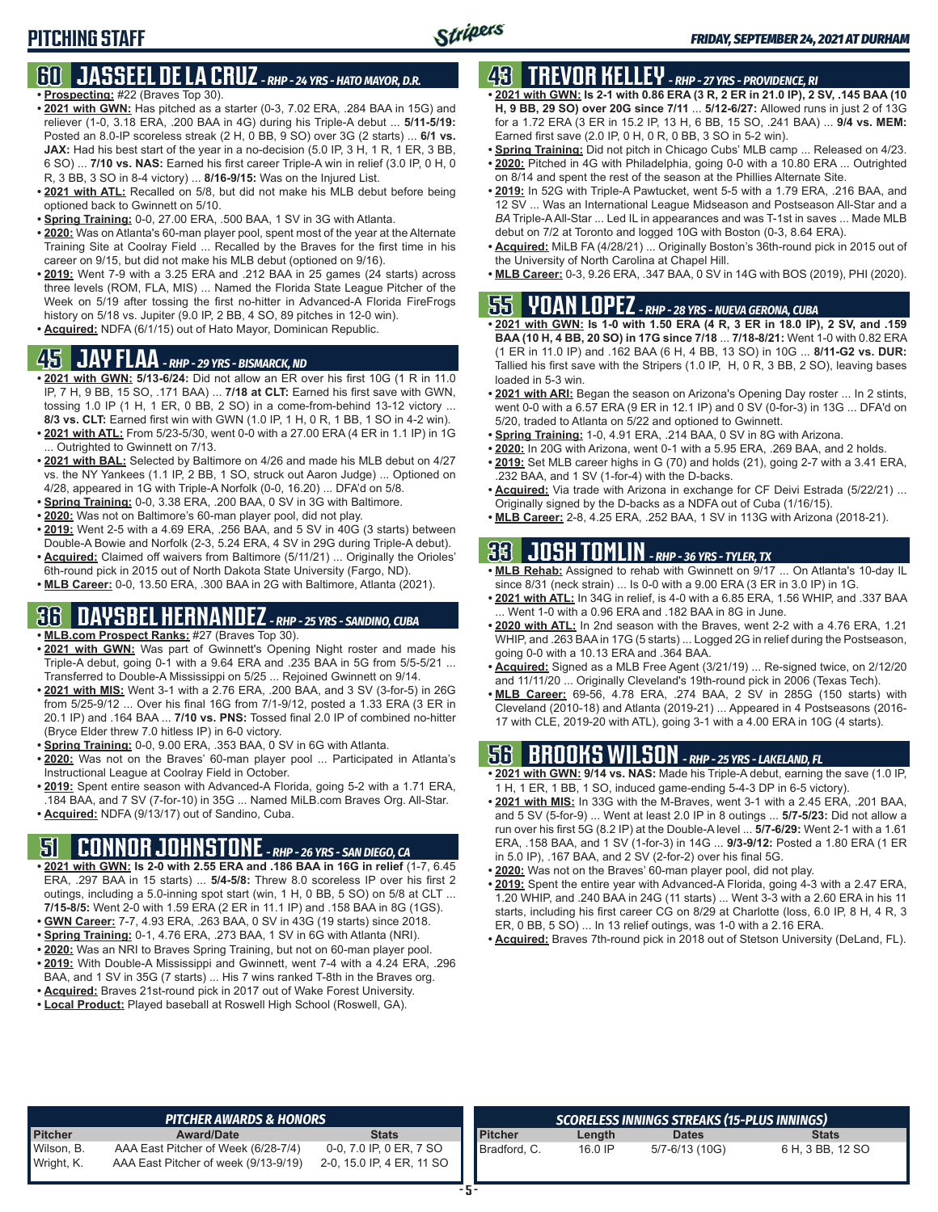## PITCHING STAFF

## 60 JASSEEL DE LA CRUZ - RHP - 24 YRS - HATO MAYOR, D.R.

- **Prospecting:** #22 (Braves Top 30).
- **2021 with GWN:** Has pitched as a starter (0-3, 7.02 ERA, .284 BAA in 15G) and reliever (1-0, 3.18 ERA, .200 BAA in 4G) during his Triple-A debut ... **5/11-5/19:** Posted an 8.0-IP scoreless streak (2 H, 0 BB, 9 SO) over 3G (2 starts) ... **6/1 vs. JAX:** Had his best start of the year in a no-decision (5.0 IP, 3 H, 1 R, 1 ER, 3 BB, 6 SO) ... **7/10 vs. NAS:** Earned his first career Triple-A win in relief (3.0 IP, 0 H, 0 R, 3 BB, 3 SO in 8-4 victory) ... **8/16-9/15:** Was on the Injured List.
- **2021 with ATL:** Recalled on 5/8, but did not make his MLB debut before being optioned back to Gwinnett on 5/10.
- **Spring Training:** 0-0, 27.00 ERA, .500 BAA, 1 SV in 3G with Atlanta.
- **2020:** Was on Atlanta's 60-man player pool, spent most of the year at the Alternate Training Site at Coolray Field ... Recalled by the Braves for the first time in his career on 9/15, but did not make his MLB debut (optioned on 9/16).
- **2019:** Went 7-9 with a 3.25 ERA and .212 BAA in 25 games (24 starts) across three levels (ROM, FLA, MIS) ... Named the Florida State League Pitcher of the Week on 5/19 after tossing the first no-hitter in Advanced-A Florida FireFrogs history on 5/18 vs. Jupiter (9.0 IP, 2 BB, 4 SO, 89 pitches in 12-0 win).
- **Acquired:** NDFA (6/1/15) out of Hato Mayor, Dominican Republic.

## 45 JAY FLAA - RHP - 29 YRS - BISMARCK, ND

- **2021 with GWN:** **5/13-6/24:** Did not allow an ER over his first 10G (1 R in 11.0 IP, 7 H, 9 BB, 15 SO, .171 BAA) ... **7/18 at CLT:** Earned his first save with GWN, tossing 1.0 IP (1 H, 1 ER, 0 BB, 2 SO) in a come-from-behind 13-12 victory ... **8/3 vs. CLT:** Earned first win with GWN (1.0 IP, 1 H, 0 R, 1 BB, 1 SO in 4-2 win).
- **2021 with ATL:** From 5/23-5/30, went 0-0 with a 27.00 ERA (4 ER in 1.1 IP) in 1G ... Outrighted to Gwinnett on 7/13.
- **2021 with BAL:** Selected by Baltimore on 4/26 and made his MLB debut on 4/27 vs. the NY Yankees (1.1 IP, 2 BB, 1 SO, struck out Aaron Judge) ... Optioned on 4/28, appeared in 1G with Triple-A Norfolk (0-0, 16.20) ... DFA'd on 5/8.
- **Spring Training:** 0-0, 3.38 ERA, .200 BAA, 0 SV in 3G with Baltimore.
- **2020:** Was not on Baltimore's 60-man player pool, did not play.
- **2019:** Went 2-5 with a 4.69 ERA, .256 BAA, and 5 SV in 40G (3 starts) between Double-A Bowie and Norfolk (2-3, 5.24 ERA, 4 SV in 29G during Triple-A debut).
- **Acquired:** Claimed off waivers from Baltimore (5/11/21) ... Originally the Orioles' 6th-round pick in 2015 out of North Dakota State University (Fargo, ND).
- **MLB Career:** 0-0, 13.50 ERA, .300 BAA in 2G with Baltimore, Atlanta (2021).

## 36 DAYSBEL HERNANDEZ - RHP - 25 YRS - SANDINO, CUBA

- **MLB.com Prospect Ranks:** #27 (Braves Top 30).
- **2021 with GWN:** Was part of Gwinnett's Opening Night roster and made his Triple-A debut, going 0-1 with a 9.64 ERA and .235 BAA in 5G from 5/5-5/21 ... Transferred to Double-A Mississippi on 5/25 ... Rejoined Gwinnett on 9/14.
- **2021 with MIS:** Went 3-1 with a 2.76 ERA, .200 BAA, and 3 SV (3-for-5) in 26G from 5/25-9/12 ... Over his final 16G from 7/1-9/12, posted a 1.33 ERA (3 ER in 20.1 IP) and .164 BAA ... **7/10 vs. PNS:** Tossed final 2.0 IP of combined no-hitter (Bryce Elder threw 7.0 hitless IP) in 6-0 victory.
- **Spring Training:** 0-0, 9.00 ERA, .353 BAA, 0 SV in 6G with Atlanta.
- **2020:** Was not on the Braves' 60-man player pool ... Participated in Atlanta's Instructional League at Coolray Field in October.
- **2019:** Spent entire season with Advanced-A Florida, going 5-2 with a 1.71 ERA, .184 BAA, and 7 SV (7-for-10) in 35G ... Named MiLB.com Braves Org. All-Star.
- **Acquired:** NDFA (9/13/17) out of Sandino, Cuba.

## 51 CONNOR JOHNSTONE - RHP - 26 YRS - SAN DIEGO, CA

- **2021 with GWN: Is 2-0 with 2.55 ERA and .186 BAA in 16G in relief** (1-7, 6.45 ERA, .297 BAA in 15 starts) ... **5/4-5/8:** Threw 8.0 scoreless IP over his first 2 outings, including a 5.0-inning spot start (win, 1 H, 0 BB, 5 SO) on 5/8 at CLT ... **7/15-8/5:** Went 2-0 with 1.59 ERA (2 ER in 11.1 IP) and .158 BAA in 8G (1GS).
- **GWN Career:** 7-7, 4.93 ERA, .263 BAA, 0 SV in 43G (19 starts) since 2018.
- **Spring Training:** 0-1, 4.76 ERA, .273 BAA, 1 SV in 6G with Atlanta (NRI).
- **2020:** Was an NRI to Braves Spring Training, but not on 60-man player pool.
- **2019:** With Double-A Mississippi and Gwinnett, went 7-4 with a 4.24 ERA, .296 BAA, and 1 SV in 35G (7 starts) ... His 7 wins ranked T-8th in the Braves org.
- **Acquired:** Braves 21st-round pick in 2017 out of Wake Forest University.
- **Local Product:** Played baseball at Roswell High School (Roswell, GA).

## 43 TREVOR KELLEY - RHP - 27 YRS - PROVIDENCE, RI

- **2021 with GWN: Is 2-1 with 0.86 ERA (3 R, 2 ER in 21.0 IP), 2 SV, .145 BAA (10 H, 9 BB, 29 SO) over 20G since 7/11** ... **5/12-6/27:** Allowed runs in just 2 of 13G for a 1.72 ERA (3 ER in 15.2 IP, 13 H, 6 BB, 15 SO, .241 BAA) ... **9/4 vs. MEM:** Earned first save (2.0 IP, 0 H, 0 R, 0 BB, 3 SO in 5-2 win).
- **Spring Training:** Did not pitch in Chicago Cubs' MLB camp ... Released on 4/23.
- **2020:** Pitched in 4G with Philadelphia, going 0-0 with a 10.80 ERA ... Outrighted on 8/14 and spent the rest of the season at the Phillies Alternate Site.
- **2019:** In 52G with Triple-A Pawtucket, went 5-5 with a 1.79 ERA, .216 BAA, and 12 SV ... Was an International League Midseason and Postseason All-Star and a *BA* Triple-A All-Star ... Led IL in appearances and was T-1st in saves ... Made MLB debut on 7/2 at Toronto and logged 10G with Boston (0-3, 8.64 ERA).
- **Acquired:** MiLB FA (4/28/21) ... Originally Boston's 36th-round pick in 2015 out of the University of North Carolina at Chapel Hill.
- **MLB Career:** 0-3, 9.26 ERA, .347 BAA, 0 SV in 14G with BOS (2019), PHI (2020).

## 55 YOAN LOPEZ - RHP - 28 YRS - NUEVA GERONA, CUBA

- **2021 with GWN: Is 1-0 with 1.50 ERA (4 R, 3 ER in 18.0 IP), 2 SV, and .159 BAA (10 H, 4 BB, 20 SO) in 17G since 7/18** ... **7/18-8/21:** Went 1-0 with 0.82 ERA (1 ER in 11.0 IP) and .162 BAA (6 H, 4 BB, 13 SO) in 10G ... **8/11-G2 vs. DUR:** Tallied his first save with the Stripers (1.0 IP, H, 0 R, 3 BB, 2 SO), leaving bases loaded in 5-3 win.
- **2021 with ARI:** Began the season on Arizona's Opening Day roster ... In 2 stints, went 0-0 with a 6.57 ERA (9 ER in 12.1 IP) and 0 SV (0-for-3) in 13G ... DFA'd on 5/20, traded to Atlanta on 5/22 and optioned to Gwinnett.
- **Spring Training:** 1-0, 4.91 ERA, .214 BAA, 0 SV in 8G with Arizona.
- **2020:** In 20G with Arizona, went 0-1 with a 5.95 ERA, .269 BAA, and 2 holds.
- **2019:** Set MLB career highs in G (70) and holds (21), going 2-7 with a 3.41 ERA, .232 BAA, and 1 SV (1-for-4) with the D-backs.
- **Acquired:** Via trade with Arizona in exchange for CF Deivi Estrada (5/22/21) ... Originally signed by the D-backs as a NDFA out of Cuba (1/16/15).
- **MLB Career:** 2-8, 4.25 ERA, .252 BAA, 1 SV in 113G with Arizona (2018-21).

## 33 JOSH TOMLIN - RHP - 36 YRS - TYLER, TX

- **MLB Rehab:** Assigned to rehab with Gwinnett on 9/17 ... On Atlanta's 10-day IL since 8/31 (neck strain) ... Is 0-0 with a 9.00 ERA (3 ER in 3.0 IP) in 1G.
- **2021 with ATL:** In 34G in relief, is 4-0 with a 6.85 ERA, 1.56 WHIP, and .337 BAA ... Went 1-0 with a 0.96 ERA and .182 BAA in 8G in June.
- **2020 with ATL:** In 2nd season with the Braves, went 2-2 with a 4.76 ERA, 1.21 WHIP, and .263 BAA in 17G (5 starts) ... Logged 2G in relief during the Postseason, going 0-0 with a 10.13 ERA and .364 BAA.
- **Acquired:** Signed as a MLB Free Agent (3/21/19) ... Re-signed twice, on 2/12/20 and 11/11/20 ... Originally Cleveland's 19th-round pick in 2006 (Texas Tech).
- **MLB Career:** 69-56, 4.78 ERA, .274 BAA, 2 SV in 285G (150 starts) with Cleveland (2010-18) and Atlanta (2019-21) ... Appeared in 4 Postseasons (2016-17 with CLE, 2019-20 with ATL), going 3-1 with a 4.00 ERA in 10G (4 starts).

## 56 BROOKS WILSON - RHP - 25 YRS - LAKELAND, FL

- **2021 with GWN: 9/14 vs. NAS:** Made his Triple-A debut, earning the save (1.0 IP, 1 H, 1 ER, 1 BB, 1 SO, induced game-ending 5-4-3 DP in 6-5 victory).
- **2021 with MIS:** In 33G with the M-Braves, went 3-1 with a 2.45 ERA, .201 BAA, and 5 SV (5-for-9) ... Went at least 2.0 IP in 8 outings ... **5/7-5/23:** Did not allow a run over his first 5G (8.2 IP) at the Double-A level ... **5/7-6/29:** Went 2-1 with a 1.61 ERA, .158 BAA, and 1 SV (1-for-3) in 14G ... **9/3-9/12:** Posted a 1.80 ERA (1 ER in 5.0 IP), .167 BAA, and 2 SV (2-for-2) over his final 5G.
- **2020:** Was not on the Braves' 60-man player pool, did not play.
- **2019:** Spent the entire year with Advanced-A Florida, going 4-3 with a 2.47 ERA, 1.20 WHIP, and .240 BAA in 24G (11 starts) ... Went 3-3 with a 2.60 ERA in his 11 starts, including his first career CG on 8/29 at Charlotte (loss, 6.0 IP, 8 H, 4 R, 3 ER, 0 BB, 5 SO) ... In 13 relief outings, was 1-0 with a 2.16 ERA.
- **Acquired:** Braves 7th-round pick in 2018 out of Stetson University (DeLand, FL).

### PITCHER AWARDS & HONORS

| Pitcher | Award/Date | Stats |
|---|---|---|
| Wilson, B. | AAA East Pitcher of Week (6/28-7/4) | 0-0, 7.0 IP, 0 ER, 7 SO |
| Wright, K. | AAA East Pitcher of week (9/13-9/19) | 2-0, 15.0 IP, 4 ER, 11 SO |

### SCORELESS INNINGS STREAKS (15-PLUS INNINGS)

| Pitcher | Length | Dates | Stats |
|---|---|---|---|
| Bradford, C. | 16.0 IP | 5/7-6/13 (10G) | 6 H, 3 BB, 12 SO |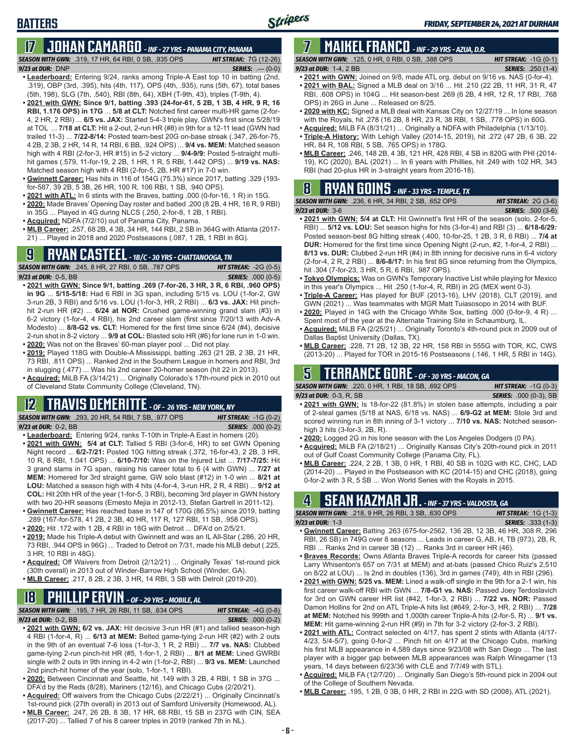# BATTERS

## 17 JOHAN CAMARGO - INF - 27 YRS - PANAMA CITY, PANAMA

**SEASON WITH GWN:** .319, 17 HR, 64 RBI, 0 SB, .935 OPS **HIT STREAK:** 7G (12-26)
**9/23 at DUR:** DNP **SERIES:** .--- (0-0)

- **Leaderboard:** Entering 9/24, ranks among Triple-A East top 10 in batting (2nd, .319), OBP (3rd, .395), hits (4th, 117), OPS (4th, .935), runs (5th, 67), total bases (5th, 198), SLG (7th, .540), RBI (8th, 64), XBH (T-9th, 43), triples (T-9th, 4).
- **2021 with GWN: Since 9/1, batting .393 (24-for-61, 5 2B, 1 3B, 4 HR, 9 R, 16 RBI, 1.176 OPS) in 17G** ... **5/8 at CLT:** Notched first career multi-HR game (2-for-4, 2 HR, 2 RBI) ... **6/5 vs. JAX:** Started 5-4-3 triple play, GWN's first since 5/28/19 at TOL ... **7/18 at CLT:** Hit a 2-out, 2-run HR (#8) in 9th for a 12-11 lead (GWN had trailed 11-3) ... **7/22-8/14:** Posted team-best 20G on-base streak (.347, 26-for-75, 4 2B, 2 3B, 2 HR, 14 R, 14 RBI, 6 BB, .924 OPS) ... **9/4 vs. MEM:** Matched season high with 4 RBI (2-for-3, HR #15) in 5-2 victory ... **9/4-9/9:** Posted 5-straight multi-hit games (.579, 11-for-19, 2 2B, 1 HR, 1 R, 5 RBI, 1.442 OPS) ... **9/19 vs. NAS:** Matched season high with 4 RBI (2-for-5, 2B, HR #17) in 7-0 win.
- **Gwinnett Career:** Has hits in 116 of 154G (75.3%) since 2017, batting .329 (193-for-587, 39 2B, 5 3B, 26 HR, 100 R, 106 RBI, 1 SB, .940 OPS).
- **2021 with ATL:** In 6 stints with the Braves, batting .000 (0-for-16, 1 R) in 15G.
- **2020:** Made Braves' Opening Day roster and batted .200 (8 2B, 4 HR, 16 R, 9 RBI) in 35G ... Played in 4G during NLCS (.250, 2-for-8, 1 2B, 1 RBI).
- **Acquired:** NDFA (7/2/10) out of Panama City, Panama.
- **MLB Career:** .257, 68 2B, 4 3B, 34 HR, 144 RBI, 2 SB in 364G with Atlanta (2017-21) ... Played in 2018 and 2020 Postseasons (.087, 1 2B, 1 RBI in 8G).

## 9 RYAN CASTEEL - 1B/C - 30 YRS - CHATTANOOGA, TN

**SEASON WITH GWN:** .245, 8 HR, 27 RBI, 0 SB, .787 OPS **HIT STREAK:** -2G (0-5)
**9/23 at DUR:** 0-5, BB **SERIES:** .000 (0-5)

- **2021 with GWN: Since 9/1, batting .269 (7-for-26, 3 HR, 3 R, 6 RBI, .960 OPS) in 9G** ... **5/15-5/18:** Had 6 RBI in 3G span, including 5/15 vs. LOU (1-for-2, GW 3-run 2B, 3 RBI) and 5/16 vs. LOU (1-for-3, HR, 2 RBI) ... **6/3 vs. JAX:** Hit pinch-hit 2-run HR (#2) ... **6/24 at NOR:** Crushed game-winning grand slam (#3) in 6-2 victory (1-for-4, 4 RBI), his 2nd career slam (first since 7/20/13 with Adv-A Modesto) ... **8/8-G2 vs. CLT:** Homered for the first time since 6/24 (#4), decisive 2-run shot in 8-2 victory ... **9/9 at COL:** Blasted solo HR (#6) for lone run in 1-0 win.
- **2020:** Was not on the Braves' 60-man player pool ... Did not play.
- **2019:** Played 118G with Double-A Mississippi, batting .263 (21 2B, 2 3B, 21 HR, 73 RBI, .811 OPS) ... Ranked 2nd in the Southern League in homers and RBI, 3rd in slugging (.477) ... Was his 2nd career 20-homer season (hit 22 in 2013).
- **Acquired:** MiLB FA (3/14/21) ... Originally Colorado's 17th-round pick in 2010 out of Cleveland State Community College (Cleveland, TN).

## 12 TRAVIS DEMERITTE - OF - 26 YRS - NEW YORK, NY

**SEASON WITH GWN:** .293, 20 HR, 54 RBI, 7 SB, .977 OPS **HIT STREAK:** -1G (0-2)
**9/23 at DUR:** 0-2, BB **SERIES:** .000 (0-2)

- **Leaderboard:** Entering 9/24, ranks T-10th in Triple-A East in homers (20).
- **2021 with GWN: 5/4 at CLT:** Tallied 5 RBI (3-for-6, HR) to set GWN Opening Night record ... **6/2-7/21:** Posted 10G hitting streak (.372, 16-for-43, 2 2B, 3 HR, 10 R, 8 RBI, 1.041 OPS) ... **6/10-7/10:** Was on the Injured List ... **7/17-7/25:** Hit 3 grand slams in 7G span, raising his career total to 6 (4 with GWN) ... **7/27 at MEM:** Homered for 3rd straight game, GW solo blast (#12) in 1-0 win ... **8/21 at LOU:** Matched a season high with 4 hits (4-for-4, 3-run HR, 2 R, 4 RBI) ... **9/12 at COL:** Hit 20th HR of the year (1-for-5, 3 RBI), becoming 3rd player in GWN history with two 20-HR seasons (Ernesto Mejia in 2012-13, Stefan Gartrell in 2011-12).
- **Gwinnett Career:** Has reached base in 147 of 170G (86.5%) since 2019, batting .289 (167-for-578, 41 2B, 2 3B, 40 HR, 117 R, 127 RBI, 11 SB, .958 OPS).
- **2020:** Hit .172 with 1 2B, 4 RBI in 18G with Detroit ... DFA'd on 2/5/21.
- **2019:** Made his Triple-A debut with Gwinnett and was an IL All-Star (.286, 20 HR, 73 RBI, .944 OPS in 96G) ... Traded to Detroit on 7/31, made his MLB debut (.225, 3 HR, 10 RBI in 48G).
- **Acquired:** Off Waivers from Detroit (2/12/21) ... Originally Texas' 1st-round pick (30th overall) in 2013 out of Winder-Barrow High School (Winder, GA).
- **MLB Career:** .217, 8 2B, 2 3B, 3 HR, 14 RBI, 3 SB with Detroit (2019-20).

## 18 PHILLIP ERVIN - OF - 29 YRS - MOBILE, AL

**SEASON WITH GWN:** .195, 7 HR, 26 RBI, 11 SB, .634 OPS **HIT STREAK:** -4G (0-8)
**9/23 at DUR:** 0-2, BB **SERIES:** .000 (0-2)

- **2021 with GWN: 6/2 vs. JAX:** Hit decisive 3-run HR (#1) and tallied season-high 4 RBI (1-for-4, R) ... **6/13 at MEM:** Belted game-tying 2-run HR (#2) with 2 outs in the 9th of an eventual 7-6 loss (1-for-3, 1 R, 2 RBI) ... **7/7 vs. NAS:** Clubbed game-tying 2-run pinch-hit HR (#5, 1-for-1, 2 RBI) ... **8/1 at MEM:** Lined GWRBI single with 2 outs in 9th inning in 4-2 win (1-for-2, RBI) ... **9/3 vs. MEM:** Launched 2nd pinch-hit homer of the year (solo, 1-for-1, 1 RBI).
- **2020:** Between Cincinnati and Seattle, hit .149 with 3 2B, 4 RBI, 1 SB in 37G ... DFA'd by the Reds (8/28), Mariners (12/16), and Chicago Cubs (2/20/21).
- **Acquired:** Off waivers from the Chicago Cubs (2/22/21) ... Originally Cincinnati's 1st-round pick (27th overall) in 2013 out of Samford University (Homewood, AL).
- **MLB Career:** .247, 26 2B, 8 3B, 17 HR, 68 RBI, 15 SB in 237G with CIN, SEA (2017-20) ... Tallied 7 of his 8 career triples in 2019 (ranked 7th in NL).

## 7 MAIKEL FRANCO - INF - 29 YRS - AZUA, D.R.

**SEASON WITH GWN:** .125, 0 HR, 0 RBI, 0 SB, .388 OPS **HIT STREAK:** -1G (0-1)
**9/23 at DUR:** 1-4, 2 BB **SERIES:** .250 (1-4)

- **2021 with GWN:** Joined on 9/8, made ATL org. debut on 9/16 vs. NAS (0-for-4).
- **2021 with BAL:** Signed a MLB deal on 3/16 ... Hit .210 (22 2B, 11 HR, 31 R, 47 RBI, .608 OPS) in 104G ... Hit season-best .269 (6 2B, 4 HR, 12 R, 17 RBI, .768 OPS) in 26G in June ... Released on 8/25.
- **2020 with KC:** Signed a MLB deal with Kansas City on 12/27/19 ... In lone season with the Royals, hit .278 (16 2B, 8 HR, 23 R, 38 RBI, 1 SB, .778 OPS) in 60G.
- **Acquired:** MiLB FA (8/31/21) ... Originally a NDFA with Philadelphia (1/13/10).
- **Triple-A History:** With Lehigh Valley (2014-15, 2019), hit .272 (47 2B, 6 3B, 22 HR, 84 R, 108 RBI, 5 SB, .765 OPS) in 178G.
- **MLB Career:** .246, 148 2B, 4 3B, 121 HR, 428 RBI, 4 SB in 820G with PHI (2014-19), KC (2020), BAL (2021) ... In 6 years with Phillies, hit .249 with 102 HR, 343 RBI (had 20-plus HR in 3-straight years from 2016-18).

## 8 RYAN GOINS - INF - 33 YRS - TEMPLE, TX

**SEASON WITH GWN:** .236, 6 HR, 34 RBI, 2 SB, .652 OPS **HIT STREAK:** 2G (3-6)
**9/23 at DUR:** 3-6 **SERIES:** .500 (3-6)

- **2021 with GWN: 5/4 at CLT:** Hit Gwinnett's first HR of the season (solo, 2-for-5, RBI) ... **5/12 vs. LOU:** Set season highs for hits (3-for-4) and RBI (3) ... **6/18-6/29:** Posted season-best 8G hitting streak (.400, 10-for-25, 1 2B, 3 R, 6 RBI) ... **7/4 at DUR:** Homered for the first time since Opening Night (2-run, #2, 1-for-4, 2 RBI) ... **8/13 vs. DUR:** Clubbed 2-run HR (#4) in 8th inning for decisive runs in 6-4 victory (2-for-4, 2 R, 2 RBI) ... **8/6-8/17:** In his first 8G since returning from the Olympics, hit .304 (7-for-23, 3 HR, 5 R, 6 RBI, .987 OPS).
- **Tokyo Olympics:** Was on GWN's Temporary Inactive List while playing for Mexico in this year's Olympics ... Hit .250 (1-for-4, R, RBI) in 2G (MEX went 0-3).
- **Triple-A Career:** Has played for BUF (2013-16), LHV (2018), CLT (2019), and GWN (2021) ... Was teammates with MGR Matt Tuiasosopo in 2014 with BUF.
- **2020:** Played in 14G with the Chicago White Sox, batting .000 (0-for-9, 4 R) ... Spent most of the year at the Alternate Training Site in Schaumburg, IL.
- **Acquired:** MiLB FA (2/25/21) ... Originally Toronto's 4th-round pick in 2009 out of Dallas Baptist University (Dallas, TX).
- **MLB Career:** .228, 71 2B, 12 3B, 22 HR, 158 RBI in 555G with TOR, KC, CWS (2013-20) ... Played for TOR in 2015-16 Postseasons (.146, 1 HR, 5 RBI in 14G).

## 5 TERRANCE GORE - OF - 30 YRS - MACON, GA

**SEASON WITH GWN:** .220, 0 HR, 1 RBI, 18 SB, .692 OPS **HIT STREAK:** -1G (0-3)
**9/23 at DUR:** 0-3, R, SB **SERIES:** .000 (0-3), SB

- **2021 with GWN:** Is 18-for-22 (81.8%) in stolen base attempts, including a pair of 2-steal games (5/18 at NAS, 6/18 vs. NAS) ... **6/9-G2 at MEM:** Stole 3rd and scored winning run in 8th inning of 3-1 victory ... **7/10 vs. NAS:** Notched season-high 3 hits (3-for-3, 2B, R).
- **2020:** Logged 2G in his lone season with the Los Angeles Dodgers (0 PA).
- **Acquired:** MiLB FA (2/18/21) ... Originally Kansas City's 20th-round pick in 2011 out of Gulf Coast Community College (Panama City, FL).
- **MLB Career:** .224, 2 2B, 1 3B, 0 HR, 1 RBI, 40 SB in 102G with KC, CHC, LAD (2014-20) ... Played in the Postseason with KC (2014-15) and CHC (2018), going 0-for-2 with 3 R, 5 SB ... Won World Series with the Royals in 2015.

## 4 SEAN KAZMAR JR. - INF - 37 YRS - VALDOSTA, GA

**SEASON WITH GWN:** .218, 9 HR, 26 RBI, 3 SB, .630 OPS **HIT STREAK:** 1G (1-3)
**9/23 at DUR:** 1-3 **SERIES:** .333 (1-3)

- **Gwinnett Career:** Batting .263 (675-for-2562, 136 2B, 12 3B, 46 HR, 308 R, 296 RBI, 26 SB) in 749G over 8 seasons ... Leads in career G, AB, H, TB (973), 2B, R, RBI ... Ranks 2nd in career 3B (12) ... Ranks 3rd in career HR (46).
- **Braves Records:** Owns Atlanta Braves Triple-A records for career hits (passed Larry Whisenton's 657 on 7/31 at MEM) and at-bats (passed Chico Ruiz's 2,510 on 8/22 at LOU) ... Is 2nd in doubles (136), 3rd in games (749), 4th in RBI (296).
- **2021 with GWN: 5/25 vs. MEM:** Lined a walk-off single in the 9th for a 2-1 win, his first career walk-off RBI with GWN ... **7/8-G1 vs. NAS:** Passed Joey Terdoslavich for 3rd on GWN career HR list (#42, 1-for-3, 2 RBI) ... **7/22 vs. NOR:** Passed Damon Hollins for 2nd on ATL Triple-A hits list (#649, 2-for-3, HR, 2 RBI) ... **7/28 at MEM:** Notched his 999th and 1,000th career Triple-A hits (2-for-5, R) ... **9/1 vs. MEM:** Hit game-winning 2-run HR (#9) in 7th for 3-2 victory (2-for-3, 2 RBI).
- **2021 with ATL:** Contract selected on 4/17, has spent 2 stints with Atlanta (4/17-4/23, 5/4-5/7), going 0-for-2 ... Pinch hit on 4/17 at the Chicago Cubs, marking his first MLB appearance in 4,589 days since 9/23/08 with San Diego ... The last player with a bigger gap between MLB appearances was Ralph Winegarner (13 years, 14 days between 6/23/36 with CLE and 7/7/49 with STL).
- **Acquired:** MiLB FA (12/7/20) ... Originally San Diego's 5th-round pick in 2004 out of the College of Southern Nevada.
- **MLB Career:** .195, 1 2B, 0 3B, 0 HR, 2 RBI in 22G with SD (2008), ATL (2021).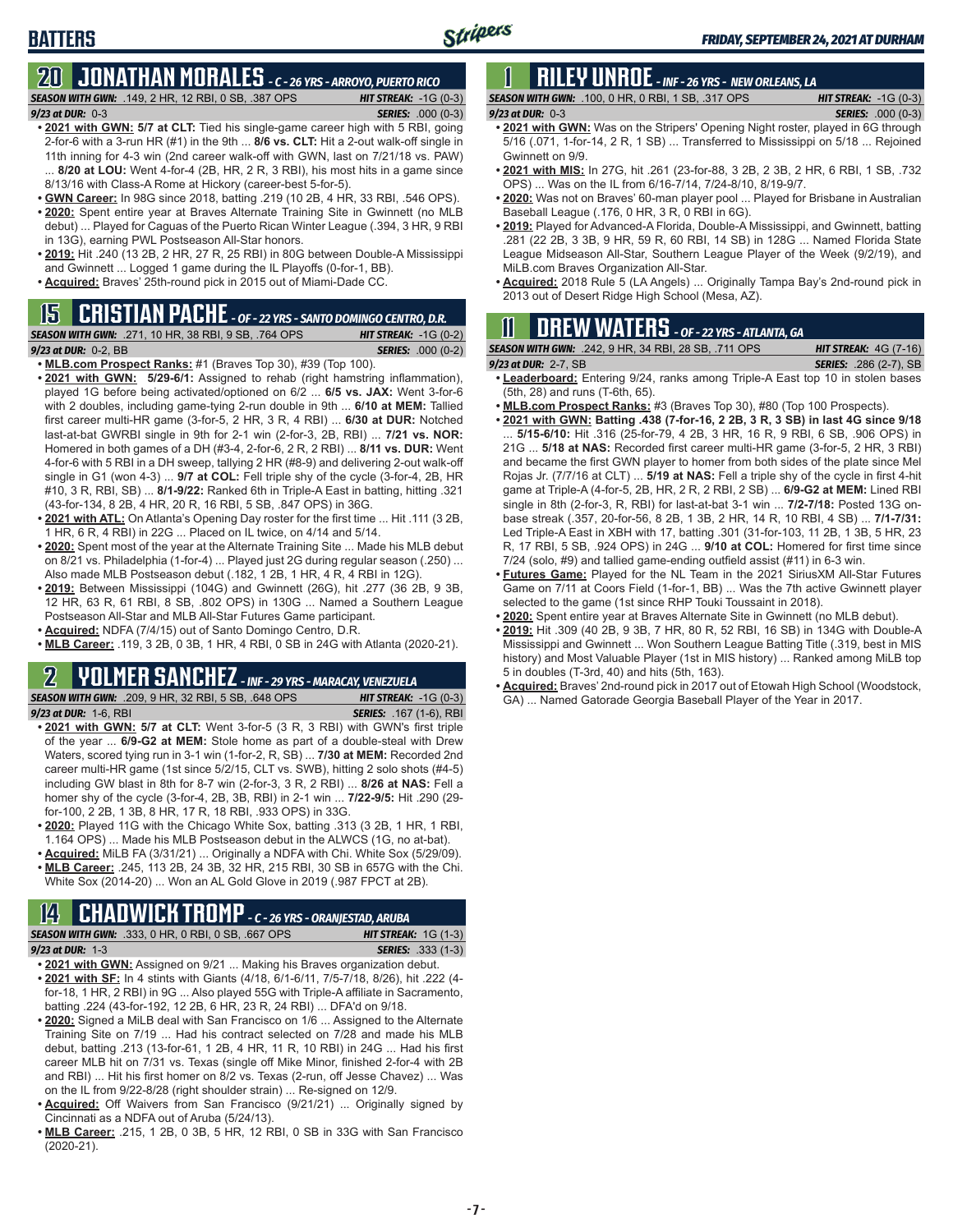## BATTERS

## 20 JONATHAN MORALES - C - 26 YRS - ARROYO, PUERTO RICO

**SEASON WITH GWN:** .149, 2 HR, 12 RBI, 0 SB, .387 OPS — **HIT STREAK:** -1G (0-3)
**9/23 at DUR:** 0-3 — **SERIES:** .000 (0-3)

- **2021 with GWN:** 5/7 at CLT: Tied his single-game career high with 5 RBI, going 2-for-6 with a 3-run HR (#1) in the 9th ... **8/6 vs. CLT:** Hit a 2-out walk-off single in 11th inning for 4-3 win (2nd career walk-off with GWN, last on 7/21/18 vs. PAW) ... **8/20 at LOU:** Went 4-for-4 (2B, HR, 2 R, 3 RBI), his most hits in a game since 8/13/16 with Class-A Rome at Hickory (career-best 5-for-5).
- **GWN Career:** In 98G since 2018, batting .219 (10 2B, 4 HR, 33 RBI, .546 OPS).
- **2020:** Spent entire year at Braves Alternate Training Site in Gwinnett (no MLB debut) ... Played for Caguas of the Puerto Rican Winter League (.394, 3 HR, 9 RBI in 13G), earning PWL Postseason All-Star honors.
- **2019:** Hit .240 (13 2B, 2 HR, 27 R, 25 RBI) in 80G between Double-A Mississippi and Gwinnett ... Logged 1 game during the IL Playoffs (0-for-1, BB).
- **Acquired:** Braves' 25th-round pick in 2015 out of Miami-Dade CC.

## 15 CRISTIAN PACHE - OF - 22 YRS - SANTO DOMINGO CENTRO, D.R.

**SEASON WITH GWN:** .271, 10 HR, 38 RBI, 9 SB, .764 OPS — **HIT STREAK:** -1G (0-2)
**9/23 at DUR:** 0-2, BB — **SERIES:** .000 (0-2)

- **MLB.com Prospect Ranks:** #1 (Braves Top 30), #39 (Top 100).
- **2021 with GWN:** 5/29-6/1: Assigned to rehab (right hamstring inflammation), played 1G before being activated/optioned on 6/2 ... **6/5 vs. JAX:** Went 3-for-6 with 2 doubles, including game-tying 2-run double in 9th ... **6/10 at MEM:** Tallied first career multi-HR game (3-for-5, 2 HR, 3 R, 4 RBI) ... **6/30 at DUR:** Notched last-at-bat GWRBI single in 9th for 2-1 win (2-for-3, 2B, RBI) ... **7/21 vs. NOR:** Homered in both games of a DH (#3-4, 2-for-6, 2 R, 2 RBI) ... **8/11 vs. DUR:** Went 4-for-6 with 5 RBI in a DH sweep, tallying 2 HR (#8-9) and delivering 2-out walk-off single in G1 (won 4-3) ... **9/7 at COL:** Fell triple shy of the cycle (3-for-4, 2B, HR #10, 3 R, RBI, SB) ... **8/1-9/22:** Ranked 6th in Triple-A East in batting, hitting .321 (43-for-134, 8 2B, 4 HR, 20 R, 16 RBI, 5 SB, .847 OPS) in 36G.
- **2021 with ATL:** On Atlanta's Opening Day roster for the first time ... Hit .111 (3 2B, 1 HR, 6 R, 4 RBI) in 22G ... Placed on IL twice, on 4/14 and 5/14.
- **2020:** Spent most of the year at the Alternate Training Site ... Made his MLB debut on 8/21 vs. Philadelphia (1-for-4) ... Played just 2G during regular season (.250) ... Also made MLB Postseason debut (.182, 1 2B, 1 HR, 4 R, 4 RBI in 12G).
- **2019:** Between Mississippi (104G) and Gwinnett (26G), hit .277 (36 2B, 9 3B, 12 HR, 63 R, 61 RBI, 8 SB, .802 OPS) in 130G ... Named a Southern League Postseason All-Star and MLB All-Star Futures Game participant.
- **Acquired:** NDFA (7/4/15) out of Santo Domingo Centro, D.R.
- **MLB Career:** .119, 3 2B, 0 3B, 1 HR, 4 RBI, 0 SB in 24G with Atlanta (2020-21).

## 2 YOLMER SANCHEZ - INF - 29 YRS - MARACAY, VENEZUELA

**SEASON WITH GWN:** .209, 9 HR, 32 RBI, 5 SB, .648 OPS — **HIT STREAK:** -1G (0-3)
**9/23 at DUR:** 1-6, RBI — **SERIES:** .167 (1-6), RBI

- **2021 with GWN:** 5/7 at CLT: Went 3-for-5 (3 R, 3 RBI) with GWN's first triple of the year ... **6/9-G2 at MEM:** Stole home as part of a double-steal with Drew Waters, scored tying run in 3-1 win (1-for-2, R, SB) ... **7/30 at MEM:** Recorded 2nd career multi-HR game (1st since 5/2/15, CLT vs. SWB), hitting 2 solo shots (#4-5) including GW blast in 8th for 8-7 win (2-for-3, 3 R, 2 RBI) ... **8/26 at NAS:** Fell a homer shy of the cycle (3-for-4, 2B, 3B, RBI) in 2-1 win ... **7/22-9/5:** Hit .290 (29-for-100, 2 2B, 1 3B, 8 HR, 17 R, 18 RBI, .933 OPS) in 33G.
- **2020:** Played 11G with the Chicago White Sox, batting .313 (3 2B, 1 HR, 1 RBI, 1.164 OPS) ... Made his MLB Postseason debut in the ALWCS (1G, no at-bat).
- **Acquired:** MiLB FA (3/31/21) ... Originally a NDFA with Chi. White Sox (5/29/09).
- **MLB Career:** .245, 113 2B, 24 3B, 32 HR, 215 RBI, 30 SB in 657G with the Chi. White Sox (2014-20) ... Won an AL Gold Glove in 2019 (.987 FPCT at 2B).

## 14 CHADWICK TROMP - C - 26 YRS - ORANJESTAD, ARUBA

**SEASON WITH GWN:** .333, 0 HR, 0 RBI, 0 SB, .667 OPS — **HIT STREAK:** 1G (1-3)
**9/23 at DUR:** 1-3 — **SERIES:** .333 (1-3)

- **2021 with GWN:** Assigned on 9/21 ... Making his Braves organization debut.
- **2021 with SF:** In 4 stints with Giants (4/18, 6/1-6/11, 7/5-7/18, 8/26), hit .222 (4-for-18, 1 HR, 2 RBI) in 9G ... Also played 55G with Triple-A affiliate in Sacramento, batting .224 (43-for-192, 12 2B, 6 HR, 23 R, 24 RBI) ... DFA'd on 9/18.
- **2020:** Signed a MiLB deal with San Francisco on 1/6 ... Assigned to the Alternate Training Site on 7/19 ... Had his contract selected on 7/28 and made his MLB debut, batting .213 (13-for-61, 1 2B, 4 HR, 11 R, 10 RBI) in 24G ... Had his first career MLB hit on 7/31 vs. Texas (single off Mike Minor, finished 2-for-4 with 2B and RBI) ... Hit his first homer on 8/2 vs. Texas (2-run, off Jesse Chavez) ... Was on the IL from 9/22-8/28 (right shoulder strain) ... Re-signed on 12/9.
- **Acquired:** Off Waivers from San Francisco (9/21/21) ... Originally signed by Cincinnati as a NDFA out of Aruba (5/24/13).
- **MLB Career:** .215, 1 2B, 0 3B, 5 HR, 12 RBI, 0 SB in 33G with San Francisco (2020-21).

## 1 RILEY UNROE - INF - 26 YRS - NEW ORLEANS, LA

**SEASON WITH GWN:** .100, 0 HR, 0 RBI, 1 SB, .317 OPS — **HIT STREAK:** -1G (0-3)
**9/23 at DUR:** 0-3 — **SERIES:** .000 (0-3)

- **2021 with GWN:** Was on the Stripers' Opening Night roster, played in 6G through 5/16 (.071, 1-for-14, 2 R, 1 SB) ... Transferred to Mississippi on 5/18 ... Rejoined Gwinnett on 9/9.
- **2021 with MIS:** In 27G, hit .261 (23-for-88, 3 2B, 3 3B, 2 HR, 6 RBI, 1 SB, .732 OPS) ... Was on the IL from 6/16-7/14, 7/24-8/10, 8/19-9/7.
- **2020:** Was not on Braves' 60-man player pool ... Played for Brisbane in Australian Baseball League (.176, 0 HR, 3 R, 0 RBI in 6G).
- **2019:** Played for Advanced-A Florida, Double-A Mississippi, and Gwinnett, batting .281 (22 2B, 3 3B, 9 HR, 59 R, 60 RBI, 14 SB) in 128G ... Named Florida State League Midseason All-Star, Southern League Player of the Week (9/2/19), and MiLB.com Braves Organization All-Star.
- **Acquired:** 2018 Rule 5 (LA Angels) ... Originally Tampa Bay's 2nd-round pick in 2013 out of Desert Ridge High School (Mesa, AZ).

## 11 DREW WATERS - OF - 22 YRS - ATLANTA, GA

**SEASON WITH GWN:** .242, 9 HR, 34 RBI, 28 SB, .711 OPS — **HIT STREAK:** 4G (7-16)
**9/23 at DUR:** 2-7, SB — **SERIES:** .286 (2-7), SB

- **Leaderboard:** Entering 9/24, ranks among Triple-A East top 10 in stolen bases (5th, 28) and runs (T-6th, 65).
- **MLB.com Prospect Ranks:** #3 (Braves Top 30), #80 (Top 100 Prospects).
- **2021 with GWN: Batting .438 (7-for-16, 2 2B, 3 R, 3 SB) in last 4G since 9/18** ... **5/15-6/10:** Hit .316 (25-for-79, 4 2B, 3 HR, 16 R, 9 RBI, 6 SB, .906 OPS) in 21G ... **5/18 at NAS:** Recorded first career multi-HR game (3-for-5, 2 HR, 3 RBI) and became the first GWN player to homer from both sides of the plate since Mel Rojas Jr. (7/7/16 at CLT) ... **5/19 at NAS:** Fell a triple shy of the cycle in first 4-hit game at Triple-A (4-for-5, 2B, HR, 2 R, 2 RBI, 2 SB) ... **6/9-G2 at MEM:** Lined RBI single in 8th (2-for-3, R, RBI) for last-at-bat 3-1 win ... **7/2-7/18:** Posted 13G on-base streak (.357, 20-for-56, 8 2B, 1 3B, 2 HR, 14 R, 10 RBI, 4 SB) ... **7/1-7/31:** Led Triple-A East in XBH with 17, batting .301 (31-for-103, 11 2B, 1 3B, 5 HR, 23 R, 17 RBI, 5 SB, .924 OPS) in 24G ... **9/10 at COL:** Homered for first time since 7/24 (solo, #9) and tallied game-ending outfield assist (#11) in 6-3 win.
- **Futures Game:** Played for the NL Team in the 2021 SiriusXM All-Star Futures Game on 7/11 at Coors Field (1-for-1, BB) ... Was the 7th active Gwinnett player selected to the game (1st since RHP Touki Toussaint in 2018).
- **2020:** Spent entire year at Braves Alternate Site in Gwinnett (no MLB debut).
- **2019:** Hit .309 (40 2B, 9 3B, 7 HR, 80 R, 52 RBI, 16 SB) in 134G with Double-A Mississippi and Gwinnett ... Won Southern League Batting Title (.319, best in MIS history) and Most Valuable Player (1st in MIS history) ... Ranked among MiLB top 5 in doubles (T-3rd, 40) and hits (5th, 163).
- **Acquired:** Braves' 2nd-round pick in 2017 out of Etowah High School (Woodstock, GA) ... Named Gatorade Georgia Baseball Player of the Year in 2017.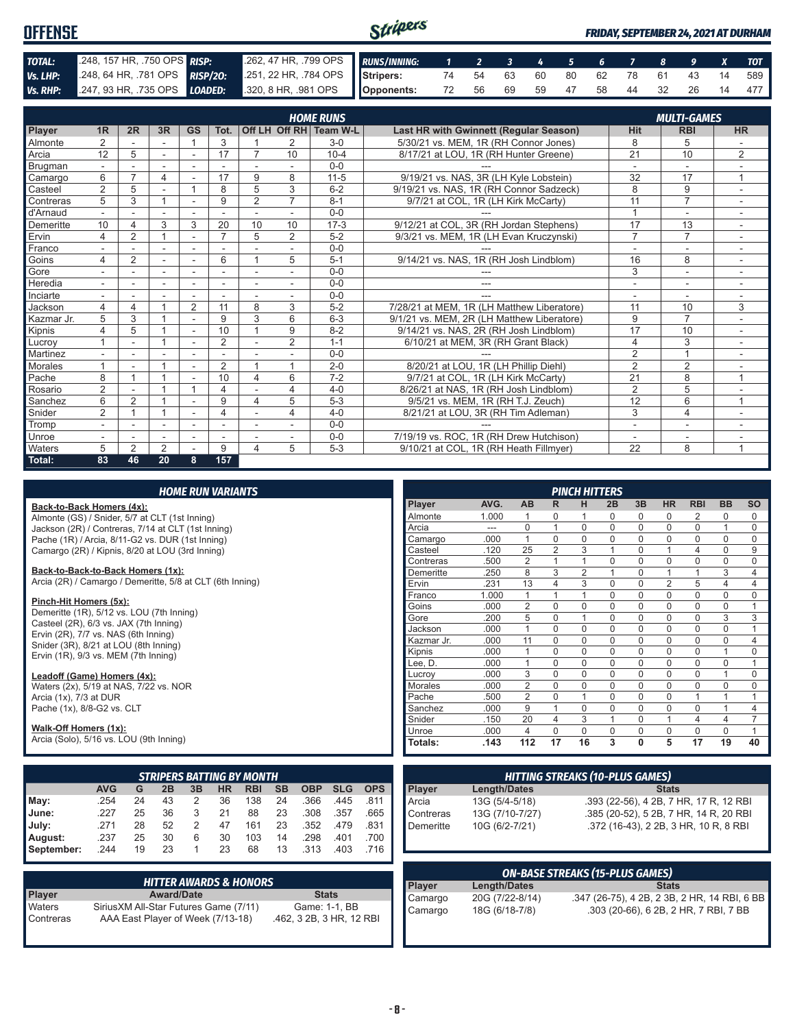# OFFENSE

*FRIDAY, SEPTEMBER 24, 2021 AT DURHAM*

| | | | |
|---|---|---|---|
| **TOTAL:** | .248, 157 HR, .750 OPS | **RISP:** | .262, 47 HR, .799 OPS |
| **Vs. LHP:** | .248, 64 HR, .781 OPS | **RISP/2O:** | .251, 22 HR, .784 OPS |
| **Vs. RHP:** | .247, 93 HR, .735 OPS | **LOADED:** | .320, 8 HR, .981 OPS |

| RUNS/INNING: | 1 | 2 | 3 | 4 | 5 | 6 | 7 | 8 | 9 | X | TOT |
|---|---|---|---|---|---|---|---|---|---|---|---|
| Stripers: | 74 | 54 | 63 | 60 | 80 | 62 | 78 | 61 | 43 | 14 | 589 |
| Opponents: | 72 | 56 | 69 | 59 | 47 | 58 | 44 | 32 | 26 | 14 | 477 |

## HOME RUNS / MULTI-GAMES

| Player | 1R | 2R | 3R | GS | Tot. | Off LH | Off RH | Team W-L | Last HR with Gwinnett (Regular Season) | Hit | RBI | HR |
|---|---|---|---|---|---|---|---|---|---|---|---|---|
| Almonte | 2 | - | - | 1 | 3 | 1 | 2 | 3-0 | 5/30/21 vs. MEM, 1R (RH Connor Jones) | 8 | 5 | - |
| Arcia | 12 | 5 | - | - | 17 | 7 | 10 | 10-4 | 8/17/21 at LOU, 1R (RH Hunter Greene) | 21 | 10 | 2 |
| Brugman | - | - | - | - | - | - | - | 0-0 | --- | - | - | - |
| Camargo | 6 | 7 | 4 | - | 17 | 9 | 8 | 11-5 | 9/19/21 vs. NAS, 3R (LH Kyle Lobstein) | 32 | 17 | 1 |
| Casteel | 2 | 5 | - | 1 | 8 | 5 | 3 | 6-2 | 9/19/21 vs. NAS, 1R (RH Connor Sadzeck) | 8 | 9 | - |
| Contreras | 5 | 3 | 1 | - | 9 | 2 | 7 | 8-1 | 9/7/21 at COL, 1R (LH Kirk McCarty) | 11 | 7 | - |
| d'Arnaud | - | - | - | - | - | - | - | 0-0 | --- | 1 | - | - |
| Demeritte | 10 | 4 | 3 | 3 | 20 | 10 | 10 | 17-3 | 9/12/21 at COL, 3R (RH Jordan Stephens) | 17 | 13 | - |
| Ervin | 4 | 2 | 1 | - | 7 | 5 | 2 | 5-2 | 9/3/21 vs. MEM, 1R (LH Evan Kruczynski) | 7 | 7 | - |
| Franco | - | - | - | - | - | - | - | 0-0 | --- | - | - | - |
| Goins | 4 | 2 | - | - | 6 | 1 | 5 | 5-1 | 9/14/21 vs. NAS, 1R (RH Josh Lindblom) | 16 | 8 | - |
| Gore | - | - | - | - | - | - | - | 0-0 | --- | 3 | - | - |
| Heredia | - | - | - | - | - | - | - | 0-0 | --- | - | - | - |
| Inciarte | - | - | - | - | - | - | - | 0-0 | --- | - | - | - |
| Jackson | 4 | 4 | 1 | 2 | 11 | 8 | 3 | 5-2 | 7/28/21 at MEM, 1R (LH Matthew Liberatore) | 11 | 10 | 3 |
| Kazmar Jr. | 5 | 3 | 1 | - | 9 | 3 | 6 | 6-3 | 9/1/21 vs. MEM, 2R (LH Matthew Liberatore) | 9 | 7 | - |
| Kipnis | 4 | 5 | 1 | - | 10 | 1 | 9 | 8-2 | 9/14/21 vs. NAS, 2R (RH Josh Lindblom) | 17 | 10 | - |
| Lucroy | 1 | - | 1 | - | 2 | - | 2 | 1-1 | 6/10/21 at MEM, 3R (RH Grant Black) | 4 | 3 | - |
| Martinez | - | - | - | - | - | - | - | 0-0 | --- | 2 | 1 | - |
| Morales | 1 | - | 1 | - | 2 | 1 | 1 | 2-0 | 8/20/21 at LOU, 1R (LH Phillip Diehl) | 2 | 2 | - |
| Pache | 8 | 1 | 1 | - | 10 | 4 | 6 | 7-2 | 9/7/21 at COL, 1R (LH Kirk McCarty) | 21 | 8 | 1 |
| Rosario | 2 | - | 1 | 1 | 4 | - | 4 | 4-0 | 8/26/21 at NAS, 1R (RH Josh Lindblom) | 2 | 5 | - |
| Sanchez | 6 | 2 | 1 | - | 9 | 4 | 5 | 5-3 | 9/5/21 vs. MEM, 1R (RH T.J. Zeuch) | 12 | 6 | 1 |
| Snider | 2 | 1 | 1 | - | 4 | - | 4 | 4-0 | 8/21/21 at LOU, 3R (RH Tim Adleman) | 3 | 4 | - |
| Tromp | - | - | - | - | - | - | - | 0-0 | --- | - | - | - |
| Unroe | - | - | - | - | - | - | - | 0-0 | 7/19/19 vs. ROC, 1R (RH Drew Hutchison) | - | - | - |
| Waters | 5 | 2 | 2 | - | 9 | 4 | 5 | 5-3 | 9/10/21 at COL, 1R (RH Heath Fillmyer) | 22 | 8 | 1 |
| **Total:** | **83** | **46** | **20** | **8** | **157** | | | | | | | |

## HOME RUN VARIANTS

**Back-to-Back Homers (4x):**
Almonte (GS) / Snider, 5/7 at CLT (1st Inning)
Jackson (2R) / Contreras, 7/14 at CLT (1st Inning)
Pache (1R) / Arcia, 8/11-G2 vs. DUR (1st Inning)
Camargo (2R) / Kipnis, 8/20 at LOU (3rd Inning)

**Back-to-Back-to-Back Homers (1x):**
Arcia (2R) / Camargo / Demeritte, 5/8 at CLT (6th Inning)

**Pinch-Hit Homers (5x):**
Demeritte (1R), 5/12 vs. LOU (7th Inning)
Casteel (2R), 6/3 vs. JAX (7th Inning)
Ervin (2R), 7/7 vs. NAS (6th Inning)
Snider (3R), 8/21 at LOU (8th Inning)
Ervin (1R), 9/3 vs. MEM (7th Inning)

**Leadoff (Game) Homers (4x):**
Waters (2x), 5/19 at NAS, 7/22 vs. NOR
Arcia (1x), 7/3 at DUR
Pache (1x), 8/8-G2 vs. CLT

**Walk-Off Homers (1x):**
Arcia (Solo), 5/16 vs. LOU (9th Inning)

## PINCH HITTERS

| Player | AVG. | AB | R | H | 2B | 3B | HR | RBI | BB | SO |
|---|---|---|---|---|---|---|---|---|---|---|
| Almonte | 1.000 | 1 | 0 | 1 | 0 | 0 | 0 | 2 | 0 | 0 |
| Arcia | --- | 0 | 1 | 0 | 0 | 0 | 0 | 0 | 1 | 0 |
| Camargo | .000 | 1 | 0 | 0 | 0 | 0 | 0 | 0 | 0 | 0 |
| Casteel | .120 | 25 | 2 | 3 | 1 | 0 | 1 | 4 | 0 | 9 |
| Contreras | .500 | 2 | 1 | 1 | 0 | 0 | 0 | 0 | 0 | 0 |
| Demeritte | .250 | 8 | 3 | 2 | 1 | 0 | 1 | 1 | 3 | 4 |
| Ervin | .231 | 13 | 4 | 3 | 0 | 0 | 2 | 5 | 4 | 4 |
| Franco | 1.000 | 1 | 1 | 1 | 0 | 0 | 0 | 0 | 0 | 0 |
| Goins | .000 | 2 | 0 | 0 | 0 | 0 | 0 | 0 | 0 | 1 |
| Gore | .200 | 5 | 0 | 1 | 0 | 0 | 0 | 0 | 3 | 3 |
| Jackson | .000 | 1 | 0 | 0 | 0 | 0 | 0 | 0 | 0 | 1 |
| Kazmar Jr. | .000 | 11 | 0 | 0 | 0 | 0 | 0 | 0 | 0 | 4 |
| Kipnis | .000 | 1 | 0 | 0 | 0 | 0 | 0 | 0 | 1 | 0 |
| Lee, D. | .000 | 1 | 0 | 0 | 0 | 0 | 0 | 0 | 0 | 1 |
| Lucroy | .000 | 3 | 0 | 0 | 0 | 0 | 0 | 0 | 1 | 0 |
| Morales | .000 | 2 | 0 | 0 | 0 | 0 | 0 | 0 | 0 | 0 |
| Pache | .500 | 2 | 0 | 1 | 0 | 0 | 0 | 1 | 1 | 1 |
| Sanchez | .000 | 9 | 1 | 0 | 0 | 0 | 0 | 0 | 1 | 4 |
| Snider | .150 | 20 | 4 | 3 | 1 | 0 | 1 | 4 | 4 | 7 |
| Unroe | .000 | 4 | 0 | 0 | 0 | 0 | 0 | 0 | 0 | 1 |
| **Totals:** | **.143** | **112** | **17** | **16** | **3** | **0** | **5** | **17** | **19** | **40** |

## STRIPERS BATTING BY MONTH

| | AVG | G | 2B | 3B | HR | RBI | SB | OBP | SLG | OPS |
|---|---|---|---|---|---|---|---|---|---|---|
| May: | .254 | 24 | 43 | 2 | 36 | 138 | 24 | .366 | .445 | .811 |
| June: | .227 | 25 | 36 | 3 | 21 | 88 | 23 | .308 | .357 | .665 |
| July: | .271 | 28 | 52 | 2 | 47 | 161 | 23 | .352 | .479 | .831 |
| August: | .237 | 25 | 30 | 6 | 30 | 103 | 14 | .298 | .401 | .700 |
| September: | .244 | 19 | 23 | 1 | 23 | 68 | 13 | .313 | .403 | .716 |

## HITTING STREAKS (10-PLUS GAMES)

| Player | Length/Dates | Stats |
|---|---|---|
| Arcia | 13G (5/4-5/18) | .393 (22-56), 4 2B, 7 HR, 17 R, 12 RBI |
| Contreras | 13G (7/10-7/27) | .385 (20-52), 5 2B, 7 HR, 14 R, 20 RBI |
| Demeritte | 10G (6/2-7/21) | .372 (16-43), 2 2B, 3 HR, 10 R, 8 RBI |

## HITTER AWARDS & HONORS

| Player | Award/Date | Stats |
|---|---|---|
| Waters | SiriusXM All-Star Futures Game (7/11) | Game: 1-1, BB |
| Contreras | AAA East Player of Week (7/13-18) | .462, 3 2B, 3 HR, 12 RBI |

## ON-BASE STREAKS (15-PLUS GAMES)

| Player | Length/Dates | Stats |
|---|---|---|
| Camargo | 20G (7/22-8/14) | .347 (26-75), 4 2B, 2 3B, 2 HR, 14 RBI, 6 BB |
| Camargo | 18G (6/18-7/8) | .303 (20-66), 6 2B, 2 HR, 7 RBI, 7 BB |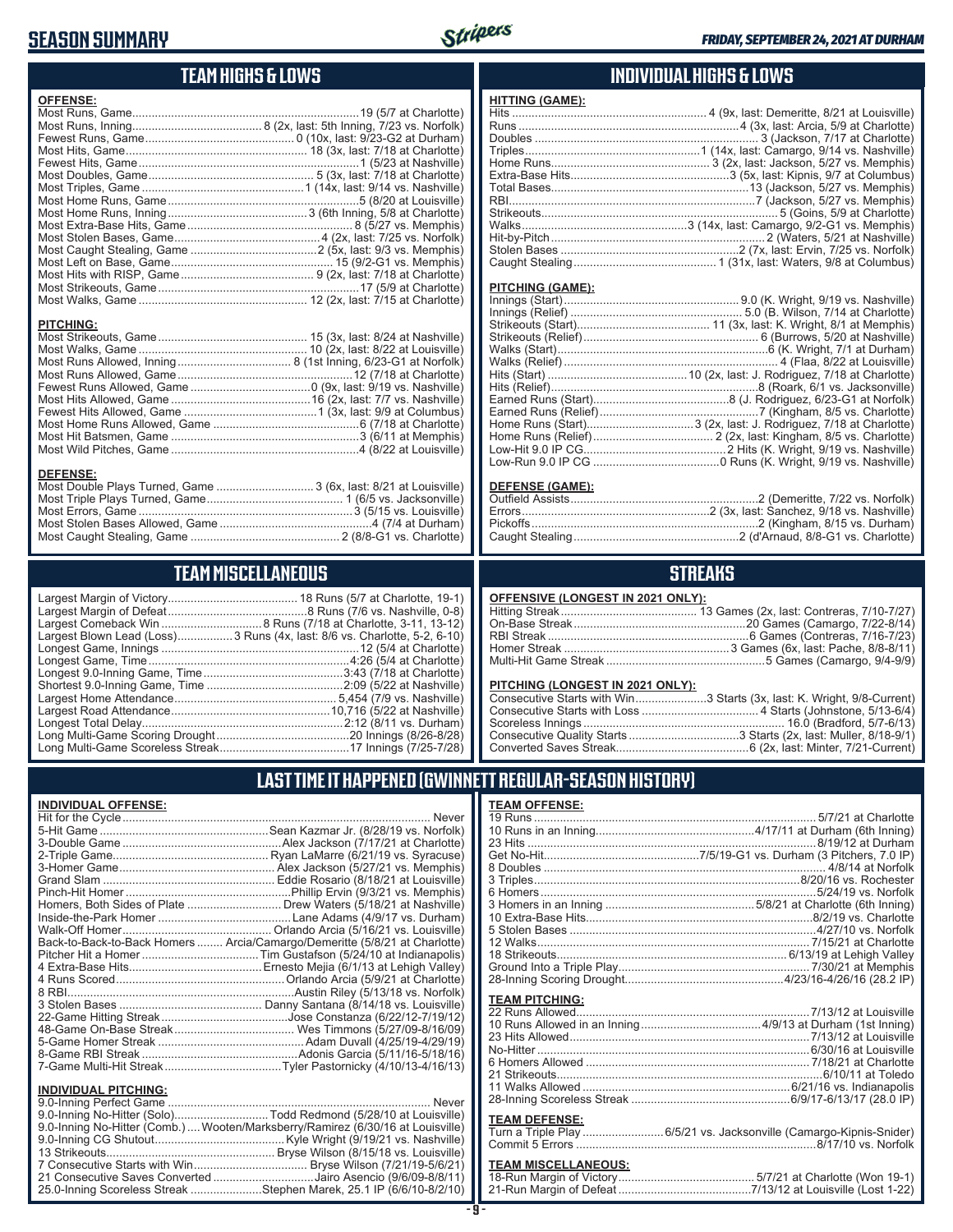# SEASON SUMMARY

FRIDAY, SEPTEMBER 24, 2021 AT DURHAM

## TEAM HIGHS & LOWS

**OFFENSE:**

| | |
|---|---|
| Most Runs, Game | 19 (5/7 at Charlotte) |
| Most Runs, Inning | 8 (2x, last: 5th Inning, 7/23 vs. Norfolk) |
| Fewest Runs, Game | 0 (10x, last: 9/23-G2 at Durham) |
| Most Hits, Game | 18 (3x, last: 7/18 at Charlotte) |
| Fewest Hits, Game | 1 (5/23 at Nashville) |
| Most Doubles, Game | 5 (3x, last: 7/18 at Charlotte) |
| Most Triples, Game | 1 (14x, last: 9/14 vs. Nashville) |
| Most Home Runs, Game | 5 (8/20 at Louisville) |
| Most Home Runs, Inning | 3 (6th Inning, 5/8 at Charlotte) |
| Most Extra-Base Hits, Game | 8 (5/27 vs. Memphis) |
| Most Stolen Bases, Game | 4 (2x, last: 7/25 vs. Norfolk) |
| Most Caught Stealing, Game | 2 (5x, last: 9/3 vs. Memphis) |
| Most Left on Base, Game | 15 (9/2-G1 vs. Memphis) |
| Most Hits with RISP, Game | 9 (2x, last: 7/18 at Charlotte) |
| Most Strikeouts, Game | 17 (5/9 at Charlotte) |
| Most Walks, Game | 12 (2x, last: 7/15 at Charlotte) |

**PITCHING:**

| | |
|---|---|
| Most Strikeouts, Game | 15 (3x, last: 8/24 at Nashville) |
| Most Walks, Game | 10 (2x, last: 8/22 at Louisville) |
| Most Runs Allowed, Inning | 8 (1st Inning, 6/23-G1 at Norfolk) |
| Most Runs Allowed, Game | 12 (7/18 at Charlotte) |
| Fewest Runs Allowed, Game | 0 (9x, last: 9/19 vs. Nashville) |
| Most Hits Allowed, Game | 16 (2x, last: 7/7 vs. Nashville) |
| Fewest Hits Allowed, Game | 1 (3x, last: 9/9 at Columbus) |
| Most Home Runs Allowed, Game | 6 (7/18 at Charlotte) |
| Most Hit Batsmen, Game | 3 (6/11 at Memphis) |
| Most Wild Pitches, Game | 4 (8/22 at Louisville) |

**DEFENSE:**

| | |
|---|---|
| Most Double Plays Turned, Game | 3 (6x, last: 8/21 at Louisville) |
| Most Triple Plays Turned, Game | 1 (6/5 vs. Jacksonville) |
| Most Errors, Game | 3 (5/15 vs. Louisville) |
| Most Stolen Bases Allowed, Game | 4 (7/4 at Durham) |
| Most Caught Stealing, Game | 2 (8/8-G1 vs. Charlotte) |

## INDIVIDUAL HIGHS & LOWS

**HITTING (GAME):**

| | |
|---|---|
| Hits | 4 (9x, last: Demeritte, 8/21 at Louisville) |
| Runs | 4 (3x, last: Arcia, 5/9 at Charlotte) |
| Doubles | 3 (Jackson, 7/17 at Charlotte) |
| Triples | 1 (14x, last: Camargo, 9/14 vs. Nashville) |
| Home Runs | 3 (2x, last: Jackson, 5/27 vs. Memphis) |
| Extra-Base Hits | 3 (5x, last: Kipnis, 9/7 at Columbus) |
| Total Bases | 13 (Jackson, 5/27 vs. Memphis) |
| RBI | 7 (Jackson, 5/27 vs. Memphis) |
| Strikeouts | 5 (Goins, 5/9 at Charlotte) |
| Walks | 3 (14x, last: Camargo, 9/2-G1 vs. Memphis) |
| Hit-by-Pitch | 2 (Waters, 5/21 at Nashville) |
| Stolen Bases | 2 (7x, last: Ervin, 7/25 vs. Norfolk) |
| Caught Stealing | 1 (31x, last: Waters, 9/8 at Columbus) |

**PITCHING (GAME):**

| | |
|---|---|
| Innings (Start) | 9.0 (K. Wright, 9/19 vs. Nashville) |
| Innings (Relief) | 5.0 (B. Wilson, 7/14 at Charlotte) |
| Strikeouts (Start) | 11 (3x, last: K. Wright, 8/1 at Memphis) |
| Strikeouts (Relief) | 6 (Burrows, 5/20 at Nashville) |
| Walks (Start) | 6 (K. Wright, 7/1 at Durham) |
| Walks (Relief) | 4 (Flaa, 8/22 at Louisville) |
| Hits (Start) | 10 (2x, last: J. Rodriguez, 7/18 at Charlotte) |
| Hits (Relief) | 8 (Roark, 6/1 vs. Jacksonville) |
| Earned Runs (Start) | 8 (J. Rodriguez, 6/23-G1 at Norfolk) |
| Earned Runs (Relief) | 7 (Kingham, 8/5 vs. Charlotte) |
| Home Runs (Start) | 3 (2x, last: J. Rodriguez, 7/18 at Charlotte) |
| Home Runs (Relief) | 2 (2x, last: Kingham, 8/5 vs. Charlotte) |
| Low-Hit 9.0 IP CG | 2 Hits (K. Wright, 9/19 vs. Nashville) |
| Low-Run 9.0 IP CG | 0 Runs (K. Wright, 9/19 vs. Nashville) |

**DEFENSE (GAME):**

| | |
|---|---|
| Outfield Assists | 2 (Demeritte, 7/22 vs. Norfolk) |
| Errors | 2 (3x, last: Sanchez, 9/18 vs. Nashville) |
| Pickoffs | 2 (Kingham, 8/15 vs. Durham) |
| Caught Stealing | 2 (d'Arnaud, 8/8-G1 vs. Charlotte) |

## TEAM MISCELLANEOUS

| | |
|---|---|
| Largest Margin of Victory | 18 Runs (5/7 at Charlotte, 19-1) |
| Largest Margin of Defeat | 8 Runs (7/6 vs. Nashville, 0-8) |
| Largest Comeback Win | 8 Runs (7/18 at Charlotte, 3-11, 13-12) |
| Largest Blown Lead (Loss) | 3 Runs (4x, last: 8/6 vs. Charlotte, 5-2, 6-10) |
| Longest Game, Innings | 12 (5/4 at Charlotte) |
| Longest Game, Time | 4:26 (5/4 at Charlotte) |
| Longest 9.0-Inning Game, Time | 3:43 (7/18 at Charlotte) |
| Shortest 9.0-Inning Game, Time | 2:09 (5/22 at Nashville) |
| Largest Home Attendance | 5,454 (7/9 vs. Nashville) |
| Largest Road Attendance | 10,716 (5/22 at Nashville) |
| Longest Total Delay | 2:12 (8/11 vs. Durham) |
| Long Multi-Game Scoring Drought | 20 Innings (8/26-8/28) |
| Long Multi-Game Scoreless Streak | 17 Innings (7/25-7/28) |

## STREAKS

**OFFENSIVE (LONGEST IN 2021 ONLY):**

| | |
|---|---|
| Hitting Streak | 13 Games (2x, last: Contreras, 7/10-7/27) |
| On-Base Streak | 20 Games (Camargo, 7/22-8/14) |
| RBI Streak | 6 Games (Contreras, 7/16-7/23) |
| Homer Streak | 3 Games (6x, last: Pache, 8/8-8/11) |
| Multi-Hit Game Streak | 5 Games (Camargo, 9/4-9/9) |

**PITCHING (LONGEST IN 2021 ONLY):**

| | |
|---|---|
| Consecutive Starts with Win | 3 Starts (3x, last: K. Wright, 9/8-Current) |
| Consecutive Starts with Loss | 4 Starts (Johnstone, 5/13-6/4) |
| Scoreless Innings | 16.0 (Bradford, 5/7-6/13) |
| Consecutive Quality Starts | 3 Starts (2x, last: Muller, 8/18-9/1) |
| Converted Saves Streak | 6 (2x, last: Minter, 7/21-Current) |

## LAST TIME IT HAPPENED (GWINNETT REGULAR-SEASON HISTORY)

**INDIVIDUAL OFFENSE:**

| | |
|---|---|
| Hit for the Cycle | Never |
| 5-Hit Game | Sean Kazmar Jr. (8/28/19 vs. Norfolk) |
| 3-Double Game | Alex Jackson (7/17/21 at Charlotte) |
| 2-Triple Game | Ryan LaMarre (6/21/19 vs. Syracuse) |
| 3-Homer Game | Alex Jackson (5/27/21 vs. Memphis) |
| Grand Slam | Eddie Rosario (8/18/21 at Louisville) |
| Pinch-Hit Homer | Phillip Ervin (9/3/21 vs. Memphis) |
| Homers, Both Sides of Plate | Drew Waters (5/18/21 at Nashville) |
| Inside-the-Park Homer | Lane Adams (4/9/17 vs. Durham) |
| Walk-Off Homer | Orlando Arcia (5/16/21 vs. Louisville) |
| Back-to-Back-to-Back Homers | Arcia/Camargo/Demeritte (5/8/21 at Charlotte) |
| Pitcher Hit a Homer | Tim Gustafson (5/24/10 at Indianapolis) |
| 4 Extra-Base Hits | Ernesto Mejia (6/1/13 at Lehigh Valley) |
| 4 Runs Scored | Orlando Arcia (5/9/21 at Charlotte) |
| 8 RBI | Austin Riley (5/13/18 vs. Norfolk) |
| 3 Stolen Bases | Danny Santana (8/14/18 vs. Louisville) |
| 22-Game Hitting Streak | Jose Constanza (6/22/12-7/19/12) |
| 48-Game On-Base Streak | Wes Timmons (5/27/09-8/16/09) |
| 5-Game Homer Streak | Adam Duvall (4/25/19-4/29/19) |
| 8-Game RBI Streak | Adonis Garcia (5/11/16-5/18/16) |
| 7-Game Multi-Hit Streak | Tyler Pastornicky (4/10/13-4/16/13) |

**INDIVIDUAL PITCHING:**

| | |
|---|---|
| 9.0-Inning Perfect Game | Never |
| 9.0-Inning No-Hitter (Solo) | Todd Redmond (5/28/10 at Louisville) |
| 9.0-Inning No-Hitter (Comb.) | Wooten/Marksberry/Ramirez (6/30/16 at Louisville) |
| 9.0-Inning CG Shutout | Kyle Wright (9/19/21 vs. Nashville) |
| 13 Strikeouts | Bryse Wilson (8/15/18 vs. Louisville) |
| 7 Consecutive Starts with Win | Bryse Wilson (7/21/19-5/6/21) |
| 21 Consecutive Saves Converted | Jairo Asencio (9/6/09-8/8/11) |
| 25.0-Inning Scoreless Streak | Stephen Marek, 25.1 IP (6/6/10-8/2/10) |

**TEAM OFFENSE:**

| | |
|---|---|
| 19 Runs | 5/7/21 at Charlotte |
| 10 Runs in an Inning | 4/17/11 at Durham (6th Inning) |
| 23 Hits | 8/19/12 at Durham |
| Get No-Hit | 7/5/19-G1 vs. Durham (3 Pitchers, 7.0 IP) |
| 8 Doubles | 4/8/14 at Norfolk |
| 3 Triples | 8/20/16 vs. Rochester |
| 6 Homers | 5/24/19 vs. Norfolk |
| 3 Homers in an Inning | 5/8/21 at Charlotte (6th Inning) |
| 10 Extra-Base Hits | 8/2/19 vs. Charlotte |
| 5 Stolen Bases | 4/27/10 vs. Norfolk |
| 12 Walks | 7/15/21 at Charlotte |
| 18 Strikeouts | 6/13/19 at Lehigh Valley |
| Ground Into a Triple Play | 7/30/21 at Memphis |
| 28-Inning Scoring Drought | 4/23/16-4/26/16 (28.2 IP) |

**TEAM PITCHING:**

| | |
|---|---|
| 22 Runs Allowed | 7/13/12 at Louisville |
| 10 Runs Allowed in an Inning | 4/9/13 at Durham (1st Inning) |
| 23 Hits Allowed | 7/13/12 at Louisville |
| No-Hitter | 6/30/16 at Louisville |
| 6 Homers Allowed | 7/18/21 at Charlotte |
| 21 Strikeouts | 6/10/11 at Toledo |
| 11 Walks Allowed | 6/21/16 vs. Indianapolis |
| 28-Inning Scoreless Streak | 6/9/17-6/13/17 (28.0 IP) |

**TEAM DEFENSE:**

| | |
|---|---|
| Turn a Triple Play | 6/5/21 vs. Jacksonville (Camargo-Kipnis-Snider) |
| Commit 5 Errors | 8/17/10 vs. Norfolk |

**TEAM MISCELLANEOUS:**

| | |
|---|---|
| 18-Run Margin of Victory | 5/7/21 at Charlotte (Won 19-1) |
| 21-Run Margin of Defeat | 7/13/12 at Louisville (Lost 1-22) |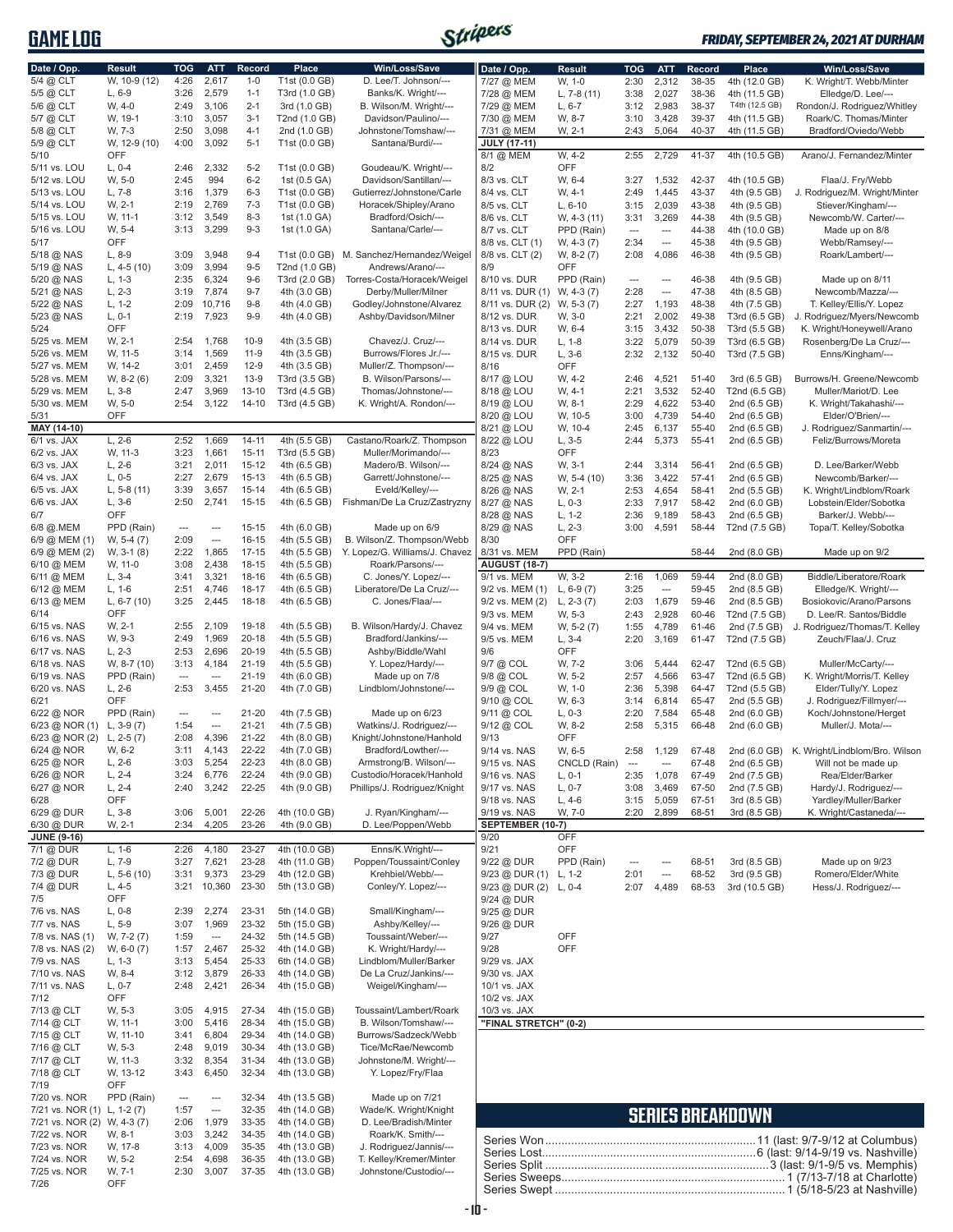# GAME LOG

*FRIDAY, SEPTEMBER 24, 2021 AT DURHAM*

| Date / Opp. | Result | TOG | ATT | Record | Place | Win/Loss/Save |
|---|---|---|---|---|---|---|
| 5/4 @ CLT | W, 10-9 (12) | 4:26 | 2,617 | 1-0 | T1st (0.0 GB) | D. Lee/T. Johnson/--- |
| 5/5 @ CLT | L, 6-9 | 3:26 | 2,579 | 1-1 | T3rd (1.0 GB) | Banks/K. Wright/--- |
| 5/6 @ CLT | W, 4-0 | 2:49 | 3,106 | 2-1 | 3rd (1.0 GB) | B. Wilson/M. Wright/--- |
| 5/7 @ CLT | W, 19-1 | 3:10 | 3,057 | 3-1 | T2nd (1.0 GB) | Davidson/Paulino/--- |
| 5/8 @ CLT | W, 7-3 | 2:50 | 3,098 | 4-1 | 2nd (1.0 GB) | Johnstone/Tomshaw/--- |
| 5/9 @ CLT | W, 12-9 (10) | 4:00 | 3,092 | 5-1 | T1st (0.0 GB) | Santana/Burdi/--- |
| 5/10 | OFF | | | | | |
| 5/11 vs. LOU | L, 0-4 | 2:46 | 2,332 | 5-2 | T1st (0.0 GB) | Goudeau/K. Wright/--- |
| 5/12 vs. LOU | W, 5-0 | 2:45 | 994 | 6-2 | 1st (0.5 GA) | Davidson/Santillan/--- |
| 5/13 vs. LOU | L, 7-8 | 3:16 | 1,379 | 6-3 | T1st (0.0 GB) | Gutierrez/Johnstone/Carle |
| 5/14 vs. LOU | W, 2-1 | 2:19 | 2,769 | 7-3 | T1st (0.0 GB) | Horacek/Shipley/Arano |
| 5/15 vs. LOU | W, 11-1 | 3:12 | 3,549 | 8-3 | 1st (1.0 GA) | Bradford/Osich/--- |
| 5/16 vs. LOU | W, 5-4 | 3:13 | 3,299 | 9-3 | 1st (1.0 GA) | Santana/Carle/--- |
| 5/17 | OFF | | | | | |
| 5/18 @ NAS | L, 8-9 | 3:09 | 3,948 | 9-4 | T1st (0.0 GB) | M. Sanchez/Hernandez/Weigel |
| 5/19 @ NAS | L, 4-5 (10) | 3:09 | 3,994 | 9-5 | T2nd (1.0 GB) | Andrews/Arano/--- |
| 5/20 @ NAS | L, 1-3 | 2:35 | 6,324 | 9-6 | T3rd (2.0 GB) | Torres-Costa/Horacek/Weigel |
| 5/21 @ NAS | L, 2-3 | 3:19 | 7,874 | 9-7 | 4th (3.0 GB) | Derby/Muller/Milner |
| 5/22 @ NAS | L, 1-2 | 2:09 | 10,716 | 9-8 | 4th (4.0 GB) | Godley/Johnstone/Alvarez |
| 5/23 @ NAS | L, 0-1 | 2:19 | 7,923 | 9-9 | 4th (4.0 GB) | Ashby/Davidson/Milner |
| 5/24 | OFF | | | | | |
| 5/25 vs. MEM | W, 2-1 | 2:54 | 1,768 | 10-9 | 4th (3.5 GB) | Chavez/J. Cruz/--- |
| 5/26 vs. MEM | W, 11-5 | 3:14 | 1,569 | 11-9 | 4th (3.5 GB) | Burrows/Flores Jr./--- |
| 5/27 vs. MEM | W, 14-2 | 3:01 | 2,459 | 12-9 | 4th (3.5 GB) | Muller/Z. Thompson/--- |
| 5/28 vs. MEM | W, 8-2 (6) | 2:09 | 3,321 | 13-9 | T3rd (3.5 GB) | B. Wilson/Parsons/--- |
| 5/29 vs. MEM | L, 3-8 | 2:47 | 3,969 | 13-10 | T3rd (4.5 GB) | Thomas/Johnstone/--- |
| 5/30 vs. MEM | W, 5-0 | 2:54 | 3,122 | 14-10 | T3rd (4.5 GB) | K. Wright/A. Rondon/--- |
| 5/31 | OFF | | | | | |
| **MAY (14-10)** | | | | | | |
| 6/1 vs. JAX | L, 2-6 | 2:52 | 1,669 | 14-11 | 4th (5.5 GB) | Castano/Roark/Z. Thompson |
| 6/2 vs. JAX | W, 11-3 | 3:23 | 1,661 | 15-11 | T3rd (5.5 GB) | Muller/Morimando/--- |
| 6/3 vs. JAX | L, 2-6 | 3:21 | 2,011 | 15-12 | 4th (6.5 GB) | Madero/B. Wilson/--- |
| 6/4 vs. JAX | L, 0-5 | 2:27 | 2,679 | 15-13 | 4th (6.5 GB) | Garrett/Johnstone/--- |
| 6/5 vs. JAX | L, 5-8 (11) | 3:39 | 3,657 | 15-14 | 4th (6.5 GB) | Eveld/Kelley/--- |
| 6/6 vs. JAX | L, 3-6 | 2:50 | 2,741 | 15-15 | 4th (6.5 GB) | Fishman/De La Cruz/Zastryzny |
| 6/7 | OFF | | | | | |
| 6/8 @ MEM | PPD (Rain) | --- | --- | 15-15 | 4th (6.0 GB) | Made up on 6/9 |
| 6/9 @ MEM (1) | W, 5-4 (7) | 2:09 | --- | 16-15 | 4th (5.5 GB) | B. Wilson/Z. Thompson/Webb |
| 6/9 @ MEM (2) | W, 3-1 (8) | 2:22 | 1,865 | 17-15 | 4th (5.5 GB) | Y. Lopez/G. Williams/J. Chavez |
| 6/10 @ MEM | W, 11-0 | 3:08 | 2,438 | 18-15 | 4th (5.5 GB) | Roark/Parsons/--- |
| 6/11 @ MEM | L, 3-4 | 3:41 | 3,321 | 18-16 | 4th (6.5 GB) | C. Jones/Y. Lopez/--- |
| 6/12 @ MEM | L, 1-6 | 2:51 | 4,746 | 18-17 | 4th (6.5 GB) | Liberatore/De La Cruz/--- |
| 6/13 @ MEM | L, 6-7 (10) | 3:25 | 2,445 | 18-18 | 4th (6.5 GB) | C. Jones/Flaa/--- |
| 6/14 | OFF | | | | | |
| 6/15 vs. NAS | W, 2-1 | 2:55 | 2,109 | 19-18 | 4th (5.5 GB) | B. Wilson/Hardy/J. Chavez |
| 6/16 vs. NAS | W, 9-3 | 2:49 | 1,969 | 20-18 | 4th (5.5 GB) | Bradford/Jankins/--- |
| 6/17 vs. NAS | L, 2-3 | 2:53 | 2,696 | 20-19 | 4th (5.5 GB) | Ashby/Biddle/Wahl |
| 6/18 vs. NAS | W, 8-7 (10) | 3:13 | 4,184 | 21-19 | 4th (5.5 GB) | Y. Lopez/Hardy/--- |
| 6/19 vs. NAS | PPD (Rain) | --- | --- | 21-19 | 4th (6.0 GB) | Made up on 7/8 |
| 6/20 vs. NAS | L, 2-6 | 2:53 | 3,455 | 21-20 | 4th (7.0 GB) | Lindblom/Johnstone/--- |
| 6/21 | OFF | | | | | |
| 6/22 @ NOR | PPD (Rain) | --- | --- | 21-20 | 4th (7.5 GB) | Made up on 6/23 |
| 6/23 @ NOR (1) | L, 3-9 (7) | 1:54 | --- | 21-21 | 4th (7.5 GB) | Watkins/J. Rodriguez/--- |
| 6/23 @ NOR (2) | L, 2-5 (7) | 2:08 | 4,396 | 21-22 | 4th (8.0 GB) | Knight/Johnstone/Hanhold |
| 6/24 @ NOR | W, 6-2 | 3:11 | 4,143 | 22-22 | 4th (7.0 GB) | Bradford/Lowther/--- |
| 6/25 @ NOR | L, 2-6 | 3:03 | 5,254 | 22-23 | 4th (8.0 GB) | Armstrong/B. Wilson/--- |
| 6/26 @ NOR | L, 2-4 | 3:24 | 6,776 | 22-24 | 4th (9.0 GB) | Custodio/Horacek/Hanhold |
| 6/27 @ NOR | L, 2-4 | 2:40 | 3,242 | 22-25 | 4th (9.0 GB) | Phillips/J. Rodriguez/Knight |
| 6/28 | OFF | | | | | |
| 6/29 @ DUR | L, 3-8 | 3:06 | 5,001 | 22-26 | 4th (10.0 GB) | J. Ryan/Kingham/--- |
| 6/30 @ DUR | W, 2-1 | 2:34 | 4,205 | 23-26 | 4th (9.0 GB) | D. Lee/Poppen/Webb |
| **JUNE (9-16)** | | | | | | |
| 7/1 @ DUR | L, 1-6 | 2:26 | 4,180 | 23-27 | 4th (10.0 GB) | Enns/K.Wright/--- |
| 7/2 @ DUR | L, 7-9 | 3:27 | 7,621 | 23-28 | 4th (11.0 GB) | Poppen/Toussaint/Conley |
| 7/3 @ DUR | L, 5-6 (10) | 3:31 | 9,373 | 23-29 | 4th (12.0 GB) | Krehbiel/Webb/--- |
| 7/4 @ DUR | L, 4-5 | 3:21 | 10,360 | 23-30 | 5th (13.0 GB) | Conley/Y. Lopez/--- |
| 7/5 | OFF | | | | | |
| 7/6 vs. NAS | L, 0-8 | 2:39 | 2,274 | 23-31 | 5th (14.0 GB) | Small/Kingham/--- |
| 7/7 vs. NAS | L, 5-9 | 3:07 | 1,969 | 23-32 | 5th (15.0 GB) | Ashby/Kelley/--- |
| 7/8 vs. NAS (1) | W, 7-2 (7) | 1:59 | --- | 24-32 | 5th (14.5 GB) | Toussaint/Weber/--- |
| 7/8 vs. NAS (2) | W, 6-0 (7) | 1:57 | 2,467 | 25-32 | 4th (14.0 GB) | K. Wright/Hardy/--- |
| 7/9 vs. NAS | L, 1-3 | 3:13 | 5,454 | 25-33 | 6th (14.0 GB) | Lindblom/Muller/Barker |
| 7/10 vs. NAS | W, 8-4 | 3:12 | 3,879 | 26-33 | 4th (14.0 GB) | De La Cruz/Jankins/--- |
| 7/11 vs. NAS | L, 0-7 | 2:48 | 2,421 | 26-34 | 4th (15.0 GB) | Weigel/Kingham/--- |
| 7/12 | OFF | | | | | |
| 7/13 @ CLT | W, 5-3 | 3:05 | 4,915 | 27-34 | 4th (15.0 GB) | Toussaint/Lambert/Roark |
| 7/14 @ CLT | W, 11-1 | 3:00 | 5,416 | 28-34 | 4th (15.0 GB) | B. Wilson/Tomshaw/--- |
| 7/15 @ CLT | W, 11-10 | 3:41 | 6,804 | 29-34 | 4th (14.0 GB) | Burrows/Sadzeck/Webb |
| 7/16 @ CLT | W, 5-3 | 2:48 | 9,019 | 30-34 | 4th (13.0 GB) | Tice/McRae/Newcomb |
| 7/17 @ CLT | W, 11-3 | 3:32 | 8,354 | 31-34 | 4th (13.0 GB) | Johnstone/M. Wright/--- |
| 7/18 @ CLT | W, 13-12 | 3:43 | 6,450 | 32-34 | 4th (13.0 GB) | Y. Lopez/Fry/Flaa |
| 7/19 | OFF | | | | | |
| 7/20 vs. NOR | PPD (Rain) | --- | --- | 32-34 | 4th (13.5 GB) | Made up on 7/21 |
| 7/21 vs. NOR (1) | L, 1-2 (7) | 1:57 | --- | 32-35 | 4th (14.0 GB) | Wade/K. Wright/Knight |
| 7/21 vs. NOR (2) | W, 4-3 (7) | 2:06 | 1,979 | 33-35 | 4th (14.0 GB) | D. Lee/Bradish/Minter |
| 7/22 vs. NOR | W, 8-1 | 3:03 | 3,242 | 34-35 | 4th (14.0 GB) | Roark/K. Smith/--- |
| 7/23 vs. NOR | W, 17-8 | 3:13 | 4,009 | 35-35 | 4th (13.0 GB) | J. Rodriguez/Jannis/--- |
| 7/24 vs. NOR | W, 5-2 | 2:54 | 4,698 | 36-35 | 4th (13.0 GB) | T. Kelley/Kremer/Minter |
| 7/25 vs. NOR | W, 7-1 | 2:30 | 3,007 | 37-35 | 4th (13.0 GB) | Johnstone/Custodio/--- |
| 7/26 | OFF | | | | | |
| 7/27 @ MEM | W, 1-0 | 2:30 | 2,312 | 38-35 | 4th (12.0 GB) | K. Wright/T. Webb/Minter |
| 7/28 @ MEM | L, 7-8 (11) | 3:38 | 2,027 | 38-36 | 4th (11.5 GB) | Elledge/D. Lee/--- |
| 7/29 @ MEM | L, 6-7 | 3:12 | 2,983 | 38-37 | T4th (12.5 GB) | Rondon/J. Rodriguez/Whitley |
| 7/30 @ MEM | W, 8-7 | 3:10 | 3,428 | 39-37 | 4th (11.5 GB) | Roark/C. Thomas/Minter |
| 7/31 @ MEM | W, 2-1 | 2:43 | 5,064 | 40-37 | 4th (11.5 GB) | Bradford/Oviedo/Webb |
| **JULY (17-11)** | | | | | | |
| 8/1 @ MEM | W, 4-2 | 2:55 | 2,729 | 41-37 | 4th (10.5 GB) | Arano/J. Fernandez/Minter |
| 8/2 | OFF | | | | | |
| 8/3 vs. CLT | W, 6-4 | 3:27 | 1,532 | 42-37 | 4th (10.5 GB) | Flaa/J. Fry/Webb |
| 8/4 vs. CLT | W, 4-1 | 2:49 | 1,445 | 43-37 | 4th (9.5 GB) | J. Rodriguez/M. Wright/Minter |
| 8/5 vs. CLT | L, 6-10 | 3:15 | 2,039 | 43-38 | 4th (9.5 GB) | Stiever/Kingham/--- |
| 8/6 vs. CLT | W, 4-3 (11) | 3:31 | 3,269 | 44-38 | 4th (9.5 GB) | Newcomb/W. Carter/--- |
| 8/7 vs. CLT | PPD (Rain) | --- | --- | 44-38 | 4th (10.0 GB) | Made up on 8/8 |
| 8/8 vs. CLT (1) | W, 4-3 (7) | 2:34 | --- | 45-38 | 4th (9.5 GB) | Webb/Ramsey/--- |
| 8/8 vs. CLT (2) | W, 8-2 (7) | 2:08 | 4,086 | 46-38 | 4th (9.5 GB) | Roark/Lambert/--- |
| 8/9 | OFF | | | | | |
| 8/10 vs. DUR | PPD (Rain) | --- | --- | 46-38 | 4th (9.5 GB) | Made up on 8/11 |
| 8/11 vs. DUR (1) | W, 4-3 (7) | 2:28 | --- | 47-38 | 4th (8.5 GB) | Newcomb/Mazza/--- |
| 8/11 vs. DUR (2) | W, 5-3 (7) | 2:27 | 1,193 | 48-38 | 4th (7.5 GB) | T. Kelley/Ellis/Y. Lopez |
| 8/12 vs. DUR | W, 3-0 | 2:21 | 2,002 | 49-38 | T3rd (6.5 GB) | J. Rodriguez/Myers/Newcomb |
| 8/13 vs. DUR | W, 6-4 | 3:15 | 3,432 | 50-38 | T3rd (5.5 GB) | K. Wright/Honeywell/Arano |
| 8/14 vs. DUR | L, 1-8 | 3:22 | 5,079 | 50-39 | T3rd (6.5 GB) | Rosenberg/De La Cruz/--- |
| 8/15 vs. DUR | L, 3-6 | 2:32 | 2,132 | 50-40 | T3rd (7.5 GB) | Enns/Kingham/--- |
| 8/16 | OFF | | | | | |
| 8/17 @ LOU | W, 4-2 | 2:46 | 4,521 | 51-40 | 3rd (6.5 GB) | Burrows/H. Greene/Newcomb |
| 8/18 @ LOU | W, 4-1 | 2:21 | 3,532 | 52-40 | T2nd (6.5 GB) | Muller/Mariot/D. Lee |
| 8/19 @ LOU | W, 8-1 | 2:29 | 4,622 | 53-40 | 2nd (6.5 GB) | K. Wright/Takahashi/--- |
| 8/20 @ LOU | W, 10-5 | 3:00 | 4,739 | 54-40 | 2nd (6.5 GB) | Elder/O'Brien/--- |
| 8/21 @ LOU | W, 10-4 | 2:45 | 6,137 | 55-40 | 2nd (6.5 GB) | J. Rodriguez/Sanmartin/--- |
| 8/22 @ LOU | L, 3-5 | 2:44 | 5,373 | 55-41 | 2nd (6.5 GB) | Feliz/Burrows/Moreta |
| 8/23 | OFF | | | | | |
| 8/24 @ NAS | W, 3-1 | 2:44 | 3,314 | 56-41 | 2nd (6.5 GB) | D. Lee/Barker/Webb |
| 8/25 @ NAS | W, 5-4 (10) | 3:36 | 3,422 | 57-41 | 2nd (6.5 GB) | Newcomb/Barker/--- |
| 8/26 @ NAS | W, 2-1 | 2:53 | 4,654 | 58-41 | 2nd (5.5 GB) | K. Wright/Lindblom/Roark |
| 8/27 @ NAS | L, 0-3 | 2:33 | 7,917 | 58-42 | 2nd (6.0 GB) | Lobstein/Elder/Sobotka |
| 8/28 @ NAS | L, 1-2 | 2:36 | 9,189 | 58-43 | 2nd (6.5 GB) | Barker/J. Webb/--- |
| 8/29 @ NAS | L, 2-3 | 3:00 | 4,591 | 58-44 | T2nd (7.5 GB) | Topa/T. Kelley/Sobotka |
| 8/30 | OFF | | | | | |
| 8/31 vs. MEM | PPD (Rain) | | | 58-44 | 2nd (8.0 GB) | Made up on 9/2 |
| **AUGUST (18-7)** | | | | | | |
| 9/1 vs. MEM | W, 3-2 | 2:16 | 1,069 | 59-44 | 2nd (8.0 GB) | Biddle/Liberatore/Roark |
| 9/2 vs. MEM (1) | L, 6-9 (7) | 3:25 | --- | 59-45 | 2nd (8.5 GB) | Elledge/K. Wright/--- |
| 9/2 vs. MEM (2) | L, 2-3 (7) | 2:03 | 1,679 | 59-46 | 2nd (8.5 GB) | Bosiokovic/Arano/Parsons |
| 9/3 vs. MEM | W, 5-3 | 2:43 | 2,928 | 60-46 | T2nd (7.5 GB) | D. Lee/R. Santos/Biddle |
| 9/4 vs. MEM | W, 5-2 (7) | 1:55 | 4,789 | 61-46 | 2nd (7.5 GB) | J. Rodriguez/Thomas/T. Kelley |
| 9/5 vs. MEM | L, 3-4 | 2:20 | 3,169 | 61-47 | T2nd (7.5 GB) | Zeuch/Flaa/J. Cruz |
| 9/6 | OFF | | | | | |
| 9/7 @ COL | W, 7-2 | 3:06 | 5,444 | 62-47 | T2nd (6.5 GB) | Muller/McCarty/--- |
| 9/8 @ COL | W, 5-2 | 2:57 | 4,566 | 63-47 | T2nd (6.5 GB) | K. Wright/Morris/T. Kelley |
| 9/9 @ COL | W, 1-0 | 2:36 | 5,398 | 64-47 | T2nd (5.5 GB) | Elder/Tully/Y. Lopez |
| 9/10 @ COL | W, 6-3 | 3:14 | 6,814 | 65-47 | 2nd (5.5 GB) | J. Rodriguez/Fillmyer/--- |
| 9/11 @ COL | L, 0-3 | 2:20 | 7,584 | 65-48 | 2nd (6.0 GB) | Koch/Johnstone/Herget |
| 9/12 @ COL | W, 8-2 | 2:58 | 5,315 | 66-48 | 2nd (6.0 GB) | Muller/J. Mota/--- |
| 9/13 | OFF | | | | | |
| 9/14 vs. NAS | W, 6-5 | 2:58 | 1,129 | 67-48 | 2nd (6.0 GB) | K. Wright/Lindblom/Bro. Wilson |
| 9/15 vs. NAS | CNCLD (Rain) | --- | --- | 67-48 | 2nd (6.5 GB) | Will not be made up |
| 9/16 vs. NAS | L, 0-1 | 2:35 | 1,078 | 67-49 | 2nd (7.5 GB) | Rea/Elder/Barker |
| 9/17 vs. NAS | L, 0-7 | 3:08 | 3,469 | 67-50 | 2nd (7.5 GB) | Hardy/J. Rodriguez/--- |
| 9/18 vs. NAS | L, 4-6 | 3:15 | 5,059 | 67-51 | 3rd (8.5 GB) | Yardley/Muller/Barker |
| 9/19 vs. NAS | W, 7-0 | 2:20 | 2,899 | 68-51 | 3rd (8.5 GB) | K. Wright/Castaneda/--- |
| **SEPTEMBER (10-7)** | | | | | | |
| 9/20 | OFF | | | | | |
| 9/21 | OFF | | | | | |
| 9/22 @ DUR | PPD (Rain) | --- | --- | 68-51 | 3rd (8.5 GB) | Made up on 9/23 |
| 9/23 @ DUR (1) | L, 1-2 | 2:01 | --- | 68-52 | 3rd (9.5 GB) | Romero/Elder/White |
| 9/23 @ DUR (2) | L, 0-4 | 2:07 | 4,489 | 68-53 | 3rd (10.5 GB) | Hess/J. Rodriguez/--- |
| 9/24 @ DUR | | | | | | |
| 9/25 @ DUR | | | | | | |
| 9/26 @ DUR | | | | | | |
| 9/27 | OFF | | | | | |
| 9/28 | OFF | | | | | |
| 9/29 vs. JAX | | | | | | |
| 9/30 vs. JAX | | | | | | |
| 10/1 vs. JAX | | | | | | |
| 10/2 vs. JAX | | | | | | |
| 10/3 vs. JAX | | | | | | |
| **"FINAL STRETCH" (0-2)** | | | | | | |

## SERIES BREAKDOWN

| | |
|---|---|
| Series Won | 11 (last: 9/7-9/12 at Columbus) |
| Series Lost | 6 (last: 9/14-9/19 vs. Nashville) |
| Series Split | 3 (last: 9/1-9/5 vs. Memphis) |
| Series Sweeps | 1 (7/13-7/18 at Charlotte) |
| Series Swept | 1 (5/18-5/23 at Nashville) |